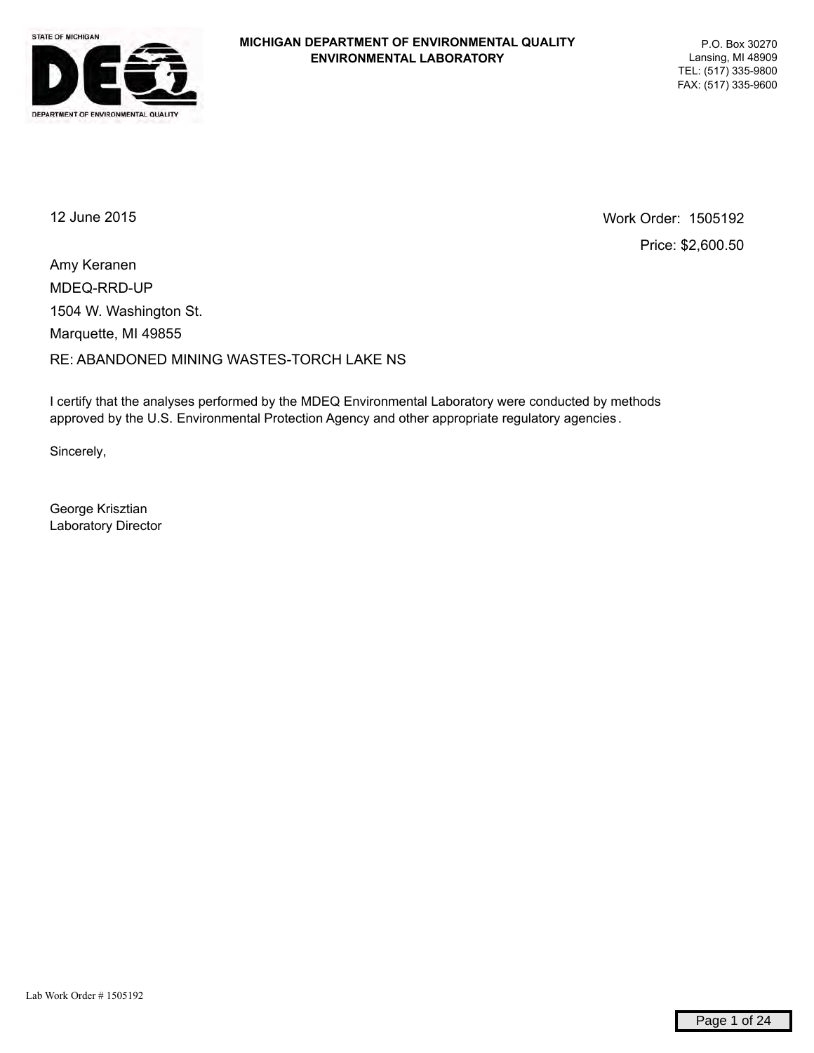STATE OF MICHIGAN

DEPARTMENT OF ENVIRONMENTAL QUALITY

**MICHIGAN DEPARTMENT OF ENVIRONMENTAL QUALITY**
**ENVIRONMENTAL LABORATORY**

P.O. Box 30270
Lansing, MI 48909
TEL: (517) 335-9800
FAX: (517) 335-9600

12 June 2015

Work Order: 1505192
Price: $2,600.50

Amy Keranen
MDEQ-RRD-UP
1504 W. Washington St.
Marquette, MI 49855

RE: ABANDONED MINING WASTES-TORCH LAKE NS

I certify that the analyses performed by the MDEQ Environmental Laboratory were conducted by methods approved by the U.S. Environmental Protection Agency and other appropriate regulatory agencies.

Sincerely,

George Krisztian
Laboratory Director

Lab Work Order # 1505192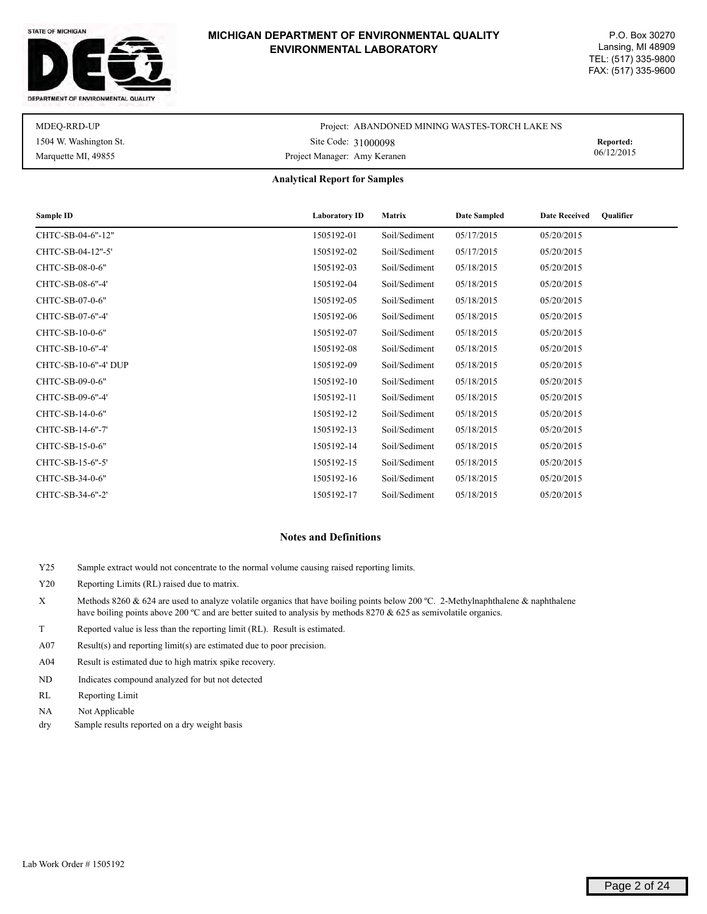STATE OF MICHIGAN
DEPARTMENT OF ENVIRONMENTAL QUALITY

# MICHIGAN DEPARTMENT OF ENVIRONMENTAL QUALITY ENVIRONMENTAL LABORATORY

P.O. Box 30270
Lansing, MI 48909
TEL: (517) 335-9800
FAX: (517) 335-9600

| | | |
|---|---|---|
| MDEQ-RRD-UP | Project: ABANDONED MINING WASTES-TORCH LAKE NS | |
| 1504 W. Washington St. | Site Code: 31000098 | **Reported:** |
| Marquette MI, 49855 | Project Manager: Amy Keranen | 06/12/2015 |

## Analytical Report for Samples

| Sample ID | Laboratory ID | Matrix | Date Sampled | Date Received | Qualifier |
|---|---|---|---|---|---|
| CHTC-SB-04-6"-12" | 1505192-01 | Soil/Sediment | 05/17/2015 | 05/20/2015 | |
| CHTC-SB-04-12"-5' | 1505192-02 | Soil/Sediment | 05/17/2015 | 05/20/2015 | |
| CHTC-SB-08-0-6" | 1505192-03 | Soil/Sediment | 05/18/2015 | 05/20/2015 | |
| CHTC-SB-08-6"-4' | 1505192-04 | Soil/Sediment | 05/18/2015 | 05/20/2015 | |
| CHTC-SB-07-0-6" | 1505192-05 | Soil/Sediment | 05/18/2015 | 05/20/2015 | |
| CHTC-SB-07-6"-4' | 1505192-06 | Soil/Sediment | 05/18/2015 | 05/20/2015 | |
| CHTC-SB-10-0-6" | 1505192-07 | Soil/Sediment | 05/18/2015 | 05/20/2015 | |
| CHTC-SB-10-6"-4' | 1505192-08 | Soil/Sediment | 05/18/2015 | 05/20/2015 | |
| CHTC-SB-10-6"-4' DUP | 1505192-09 | Soil/Sediment | 05/18/2015 | 05/20/2015 | |
| CHTC-SB-09-0-6" | 1505192-10 | Soil/Sediment | 05/18/2015 | 05/20/2015 | |
| CHTC-SB-09-6"-4' | 1505192-11 | Soil/Sediment | 05/18/2015 | 05/20/2015 | |
| CHTC-SB-14-0-6" | 1505192-12 | Soil/Sediment | 05/18/2015 | 05/20/2015 | |
| CHTC-SB-14-6"-7' | 1505192-13 | Soil/Sediment | 05/18/2015 | 05/20/2015 | |
| CHTC-SB-15-0-6" | 1505192-14 | Soil/Sediment | 05/18/2015 | 05/20/2015 | |
| CHTC-SB-15-6"-5' | 1505192-15 | Soil/Sediment | 05/18/2015 | 05/20/2015 | |
| CHTC-SB-34-0-6" | 1505192-16 | Soil/Sediment | 05/18/2015 | 05/20/2015 | |
| CHTC-SB-34-6"-2' | 1505192-17 | Soil/Sediment | 05/18/2015 | 05/20/2015 | |

## Notes and Definitions

| | |
|---|---|
| Y25 | Sample extract would not concentrate to the normal volume causing raised reporting limits. |
| Y20 | Reporting Limits (RL) raised due to matrix. |
| X | Methods 8260 & 624 are used to analyze volatile organics that have boiling points below 200 ºC. 2-Methylnaphthalene & naphthalene have boiling points above 200 ºC and are better suited to analysis by methods 8270 & 625 as semivolatile organics. |
| T | Reported value is less than the reporting limit (RL). Result is estimated. |
| A07 | Result(s) and reporting limit(s) are estimated due to poor precision. |
| A04 | Result is estimated due to high matrix spike recovery. |
| ND | Indicates compound analyzed for but not detected |
| RL | Reporting Limit |
| NA | Not Applicable |
| dry | Sample results reported on a dry weight basis |

Lab Work Order # 1505192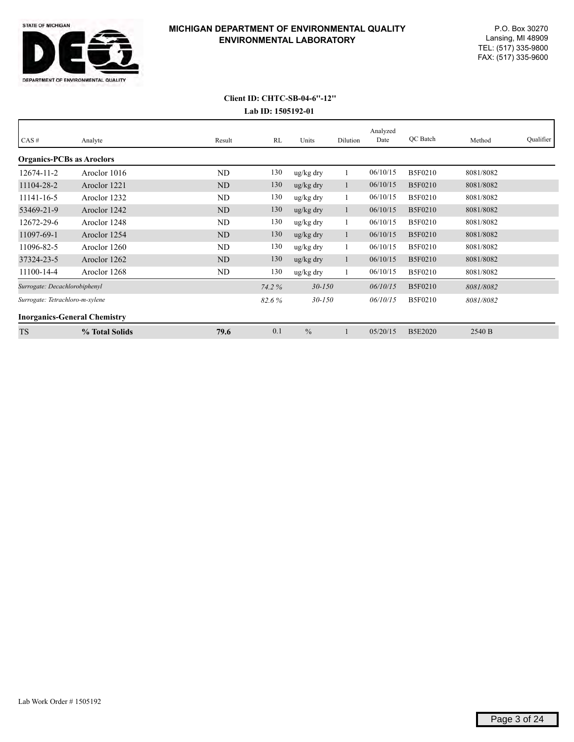**MICHIGAN DEPARTMENT OF ENVIRONMENTAL QUALITY**
**ENVIRONMENTAL LABORATORY**

P.O. Box 30270
Lansing, MI 48909
TEL: (517) 335-9800
FAX: (517) 335-9600

**Client ID: CHTC-SB-04-6"-12"**

**Lab ID: 1505192-01**

| CAS # | Analyte | Result | RL | Units | Dilution | Analyzed Date | QC Batch | Method | Qualifier |
|---|---|---|---|---|---|---|---|---|---|
| **Organics-PCBs as Aroclors** | | | | | | | | | |
| 12674-11-2 | Aroclor 1016 | ND | 130 | ug/kg dry | 1 | 06/10/15 | B5F0210 | 8081/8082 | |
| 11104-28-2 | Aroclor 1221 | ND | 130 | ug/kg dry | 1 | 06/10/15 | B5F0210 | 8081/8082 | |
| 11141-16-5 | Aroclor 1232 | ND | 130 | ug/kg dry | 1 | 06/10/15 | B5F0210 | 8081/8082 | |
| 53469-21-9 | Aroclor 1242 | ND | 130 | ug/kg dry | 1 | 06/10/15 | B5F0210 | 8081/8082 | |
| 12672-29-6 | Aroclor 1248 | ND | 130 | ug/kg dry | 1 | 06/10/15 | B5F0210 | 8081/8082 | |
| 11097-69-1 | Aroclor 1254 | ND | 130 | ug/kg dry | 1 | 06/10/15 | B5F0210 | 8081/8082 | |
| 11096-82-5 | Aroclor 1260 | ND | 130 | ug/kg dry | 1 | 06/10/15 | B5F0210 | 8081/8082 | |
| 37324-23-5 | Aroclor 1262 | ND | 130 | ug/kg dry | 1 | 06/10/15 | B5F0210 | 8081/8082 | |
| 11100-14-4 | Aroclor 1268 | ND | 130 | ug/kg dry | 1 | 06/10/15 | B5F0210 | 8081/8082 | |
| *Surrogate: Decachlorobiphenyl* | | | *74.2 %* | *30-150* | | *06/10/15* | B5F0210 | *8081/8082* | |
| *Surrogate: Tetrachloro-m-xylene* | | | *82.6 %* | *30-150* | | *06/10/15* | B5F0210 | *8081/8082* | |
| **Inorganics-General Chemistry** | | | | | | | | | |
| TS | **% Total Solids** | **79.6** | 0.1 | % | 1 | 05/20/15 | B5E2020 | 2540 B | |

Lab Work Order # 1505192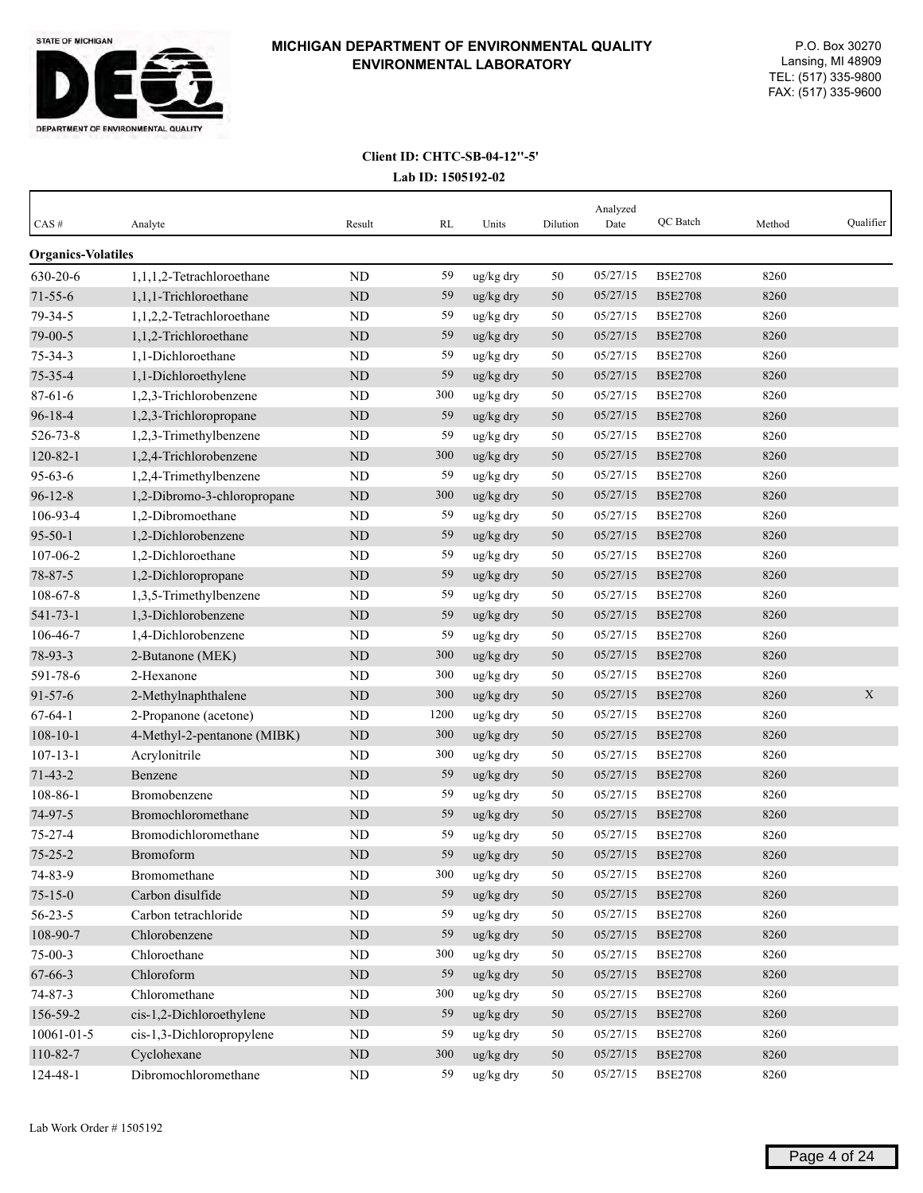**MICHIGAN DEPARTMENT OF ENVIRONMENTAL QUALITY**
**ENVIRONMENTAL LABORATORY**

P.O. Box 30270
Lansing, MI 48909
TEL: (517) 335-9800
FAX: (517) 335-9600

**Client ID: CHTC-SB-04-12"-5'**
**Lab ID: 1505192-02**

| CAS # | Analyte | Result | RL | Units | Dilution | Analyzed Date | QC Batch | Method | Qualifier |
|---|---|---|---|---|---|---|---|---|---|
| **Organics-Volatiles** | | | | | | | | | |
| 630-20-6 | 1,1,1,2-Tetrachloroethane | ND | 59 | ug/kg dry | 50 | 05/27/15 | B5E2708 | 8260 | |
| 71-55-6 | 1,1,1-Trichloroethane | ND | 59 | ug/kg dry | 50 | 05/27/15 | B5E2708 | 8260 | |
| 79-34-5 | 1,1,2,2-Tetrachloroethane | ND | 59 | ug/kg dry | 50 | 05/27/15 | B5E2708 | 8260 | |
| 79-00-5 | 1,1,2-Trichloroethane | ND | 59 | ug/kg dry | 50 | 05/27/15 | B5E2708 | 8260 | |
| 75-34-3 | 1,1-Dichloroethane | ND | 59 | ug/kg dry | 50 | 05/27/15 | B5E2708 | 8260 | |
| 75-35-4 | 1,1-Dichloroethylene | ND | 59 | ug/kg dry | 50 | 05/27/15 | B5E2708 | 8260 | |
| 87-61-6 | 1,2,3-Trichlorobenzene | ND | 300 | ug/kg dry | 50 | 05/27/15 | B5E2708 | 8260 | |
| 96-18-4 | 1,2,3-Trichloropropane | ND | 59 | ug/kg dry | 50 | 05/27/15 | B5E2708 | 8260 | |
| 526-73-8 | 1,2,3-Trimethylbenzene | ND | 59 | ug/kg dry | 50 | 05/27/15 | B5E2708 | 8260 | |
| 120-82-1 | 1,2,4-Trichlorobenzene | ND | 300 | ug/kg dry | 50 | 05/27/15 | B5E2708 | 8260 | |
| 95-63-6 | 1,2,4-Trimethylbenzene | ND | 59 | ug/kg dry | 50 | 05/27/15 | B5E2708 | 8260 | |
| 96-12-8 | 1,2-Dibromo-3-chloropropane | ND | 300 | ug/kg dry | 50 | 05/27/15 | B5E2708 | 8260 | |
| 106-93-4 | 1,2-Dibromoethane | ND | 59 | ug/kg dry | 50 | 05/27/15 | B5E2708 | 8260 | |
| 95-50-1 | 1,2-Dichlorobenzene | ND | 59 | ug/kg dry | 50 | 05/27/15 | B5E2708 | 8260 | |
| 107-06-2 | 1,2-Dichloroethane | ND | 59 | ug/kg dry | 50 | 05/27/15 | B5E2708 | 8260 | |
| 78-87-5 | 1,2-Dichloropropane | ND | 59 | ug/kg dry | 50 | 05/27/15 | B5E2708 | 8260 | |
| 108-67-8 | 1,3,5-Trimethylbenzene | ND | 59 | ug/kg dry | 50 | 05/27/15 | B5E2708 | 8260 | |
| 541-73-1 | 1,3-Dichlorobenzene | ND | 59 | ug/kg dry | 50 | 05/27/15 | B5E2708 | 8260 | |
| 106-46-7 | 1,4-Dichlorobenzene | ND | 59 | ug/kg dry | 50 | 05/27/15 | B5E2708 | 8260 | |
| 78-93-3 | 2-Butanone (MEK) | ND | 300 | ug/kg dry | 50 | 05/27/15 | B5E2708 | 8260 | |
| 591-78-6 | 2-Hexanone | ND | 300 | ug/kg dry | 50 | 05/27/15 | B5E2708 | 8260 | |
| 91-57-6 | 2-Methylnaphthalene | ND | 300 | ug/kg dry | 50 | 05/27/15 | B5E2708 | 8260 | X |
| 67-64-1 | 2-Propanone (acetone) | ND | 1200 | ug/kg dry | 50 | 05/27/15 | B5E2708 | 8260 | |
| 108-10-1 | 4-Methyl-2-pentanone (MIBK) | ND | 300 | ug/kg dry | 50 | 05/27/15 | B5E2708 | 8260 | |
| 107-13-1 | Acrylonitrile | ND | 300 | ug/kg dry | 50 | 05/27/15 | B5E2708 | 8260 | |
| 71-43-2 | Benzene | ND | 59 | ug/kg dry | 50 | 05/27/15 | B5E2708 | 8260 | |
| 108-86-1 | Bromobenzene | ND | 59 | ug/kg dry | 50 | 05/27/15 | B5E2708 | 8260 | |
| 74-97-5 | Bromochloromethane | ND | 59 | ug/kg dry | 50 | 05/27/15 | B5E2708 | 8260 | |
| 75-27-4 | Bromodichloromethane | ND | 59 | ug/kg dry | 50 | 05/27/15 | B5E2708 | 8260 | |
| 75-25-2 | Bromoform | ND | 59 | ug/kg dry | 50 | 05/27/15 | B5E2708 | 8260 | |
| 74-83-9 | Bromomethane | ND | 300 | ug/kg dry | 50 | 05/27/15 | B5E2708 | 8260 | |
| 75-15-0 | Carbon disulfide | ND | 59 | ug/kg dry | 50 | 05/27/15 | B5E2708 | 8260 | |
| 56-23-5 | Carbon tetrachloride | ND | 59 | ug/kg dry | 50 | 05/27/15 | B5E2708 | 8260 | |
| 108-90-7 | Chlorobenzene | ND | 59 | ug/kg dry | 50 | 05/27/15 | B5E2708 | 8260 | |
| 75-00-3 | Chloroethane | ND | 300 | ug/kg dry | 50 | 05/27/15 | B5E2708 | 8260 | |
| 67-66-3 | Chloroform | ND | 59 | ug/kg dry | 50 | 05/27/15 | B5E2708 | 8260 | |
| 74-87-3 | Chloromethane | ND | 300 | ug/kg dry | 50 | 05/27/15 | B5E2708 | 8260 | |
| 156-59-2 | cis-1,2-Dichloroethylene | ND | 59 | ug/kg dry | 50 | 05/27/15 | B5E2708 | 8260 | |
| 10061-01-5 | cis-1,3-Dichloropropylene | ND | 59 | ug/kg dry | 50 | 05/27/15 | B5E2708 | 8260 | |
| 110-82-7 | Cyclohexane | ND | 300 | ug/kg dry | 50 | 05/27/15 | B5E2708 | 8260 | |
| 124-48-1 | Dibromochloromethane | ND | 59 | ug/kg dry | 50 | 05/27/15 | B5E2708 | 8260 | |

Lab Work Order # 1505192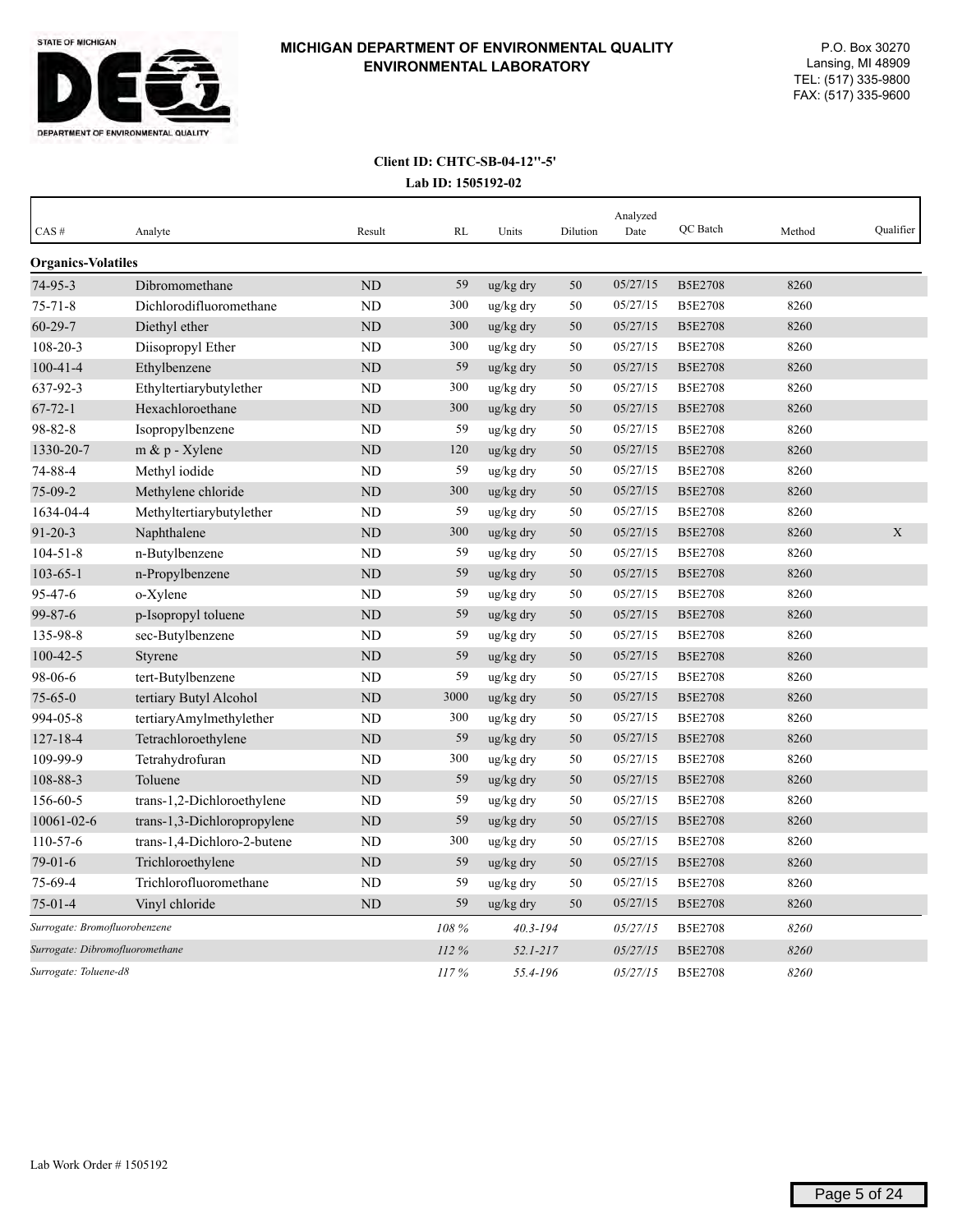**MICHIGAN DEPARTMENT OF ENVIRONMENTAL QUALITY**
**ENVIRONMENTAL LABORATORY**

P.O. Box 30270
Lansing, MI 48909
TEL: (517) 335-9800
FAX: (517) 335-9600

**Client ID: CHTC-SB-04-12''-5'**
**Lab ID: 1505192-02**

| CAS # | Analyte | Result | RL | Units | Dilution | Analyzed Date | QC Batch | Method | Qualifier |
|---|---|---|---|---|---|---|---|---|---|
| **Organics-Volatiles** | | | | | | | | | |
| 74-95-3 | Dibromomethane | ND | 59 | ug/kg dry | 50 | 05/27/15 | B5E2708 | 8260 | |
| 75-71-8 | Dichlorodifluoromethane | ND | 300 | ug/kg dry | 50 | 05/27/15 | B5E2708 | 8260 | |
| 60-29-7 | Diethyl ether | ND | 300 | ug/kg dry | 50 | 05/27/15 | B5E2708 | 8260 | |
| 108-20-3 | Diisopropyl Ether | ND | 300 | ug/kg dry | 50 | 05/27/15 | B5E2708 | 8260 | |
| 100-41-4 | Ethylbenzene | ND | 59 | ug/kg dry | 50 | 05/27/15 | B5E2708 | 8260 | |
| 637-92-3 | Ethyltertiarybutylether | ND | 300 | ug/kg dry | 50 | 05/27/15 | B5E2708 | 8260 | |
| 67-72-1 | Hexachloroethane | ND | 300 | ug/kg dry | 50 | 05/27/15 | B5E2708 | 8260 | |
| 98-82-8 | Isopropylbenzene | ND | 59 | ug/kg dry | 50 | 05/27/15 | B5E2708 | 8260 | |
| 1330-20-7 | m & p - Xylene | ND | 120 | ug/kg dry | 50 | 05/27/15 | B5E2708 | 8260 | |
| 74-88-4 | Methyl iodide | ND | 59 | ug/kg dry | 50 | 05/27/15 | B5E2708 | 8260 | |
| 75-09-2 | Methylene chloride | ND | 300 | ug/kg dry | 50 | 05/27/15 | B5E2708 | 8260 | |
| 1634-04-4 | Methyltertiarybutylether | ND | 59 | ug/kg dry | 50 | 05/27/15 | B5E2708 | 8260 | |
| 91-20-3 | Naphthalene | ND | 300 | ug/kg dry | 50 | 05/27/15 | B5E2708 | 8260 | X |
| 104-51-8 | n-Butylbenzene | ND | 59 | ug/kg dry | 50 | 05/27/15 | B5E2708 | 8260 | |
| 103-65-1 | n-Propylbenzene | ND | 59 | ug/kg dry | 50 | 05/27/15 | B5E2708 | 8260 | |
| 95-47-6 | o-Xylene | ND | 59 | ug/kg dry | 50 | 05/27/15 | B5E2708 | 8260 | |
| 99-87-6 | p-Isopropyl toluene | ND | 59 | ug/kg dry | 50 | 05/27/15 | B5E2708 | 8260 | |
| 135-98-8 | sec-Butylbenzene | ND | 59 | ug/kg dry | 50 | 05/27/15 | B5E2708 | 8260 | |
| 100-42-5 | Styrene | ND | 59 | ug/kg dry | 50 | 05/27/15 | B5E2708 | 8260 | |
| 98-06-6 | tert-Butylbenzene | ND | 59 | ug/kg dry | 50 | 05/27/15 | B5E2708 | 8260 | |
| 75-65-0 | tertiary Butyl Alcohol | ND | 3000 | ug/kg dry | 50 | 05/27/15 | B5E2708 | 8260 | |
| 994-05-8 | tertiaryAmylmethylether | ND | 300 | ug/kg dry | 50 | 05/27/15 | B5E2708 | 8260 | |
| 127-18-4 | Tetrachloroethylene | ND | 59 | ug/kg dry | 50 | 05/27/15 | B5E2708 | 8260 | |
| 109-99-9 | Tetrahydrofuran | ND | 300 | ug/kg dry | 50 | 05/27/15 | B5E2708 | 8260 | |
| 108-88-3 | Toluene | ND | 59 | ug/kg dry | 50 | 05/27/15 | B5E2708 | 8260 | |
| 156-60-5 | trans-1,2-Dichloroethylene | ND | 59 | ug/kg dry | 50 | 05/27/15 | B5E2708 | 8260 | |
| 10061-02-6 | trans-1,3-Dichloropropylene | ND | 59 | ug/kg dry | 50 | 05/27/15 | B5E2708 | 8260 | |
| 110-57-6 | trans-1,4-Dichloro-2-butene | ND | 300 | ug/kg dry | 50 | 05/27/15 | B5E2708 | 8260 | |
| 79-01-6 | Trichloroethylene | ND | 59 | ug/kg dry | 50 | 05/27/15 | B5E2708 | 8260 | |
| 75-69-4 | Trichlorofluoromethane | ND | 59 | ug/kg dry | 50 | 05/27/15 | B5E2708 | 8260 | |
| 75-01-4 | Vinyl chloride | ND | 59 | ug/kg dry | 50 | 05/27/15 | B5E2708 | 8260 | |
| *Surrogate: Bromofluorobenzene* | | | *108 %* | *40.3-194* | | *05/27/15* | B5E2708 | *8260* | |
| *Surrogate: Dibromofluoromethane* | | | *112 %* | *52.1-217* | | *05/27/15* | B5E2708 | *8260* | |
| *Surrogate: Toluene-d8* | | | *117 %* | *55.4-196* | | *05/27/15* | B5E2708 | *8260* | |

Lab Work Order # 1505192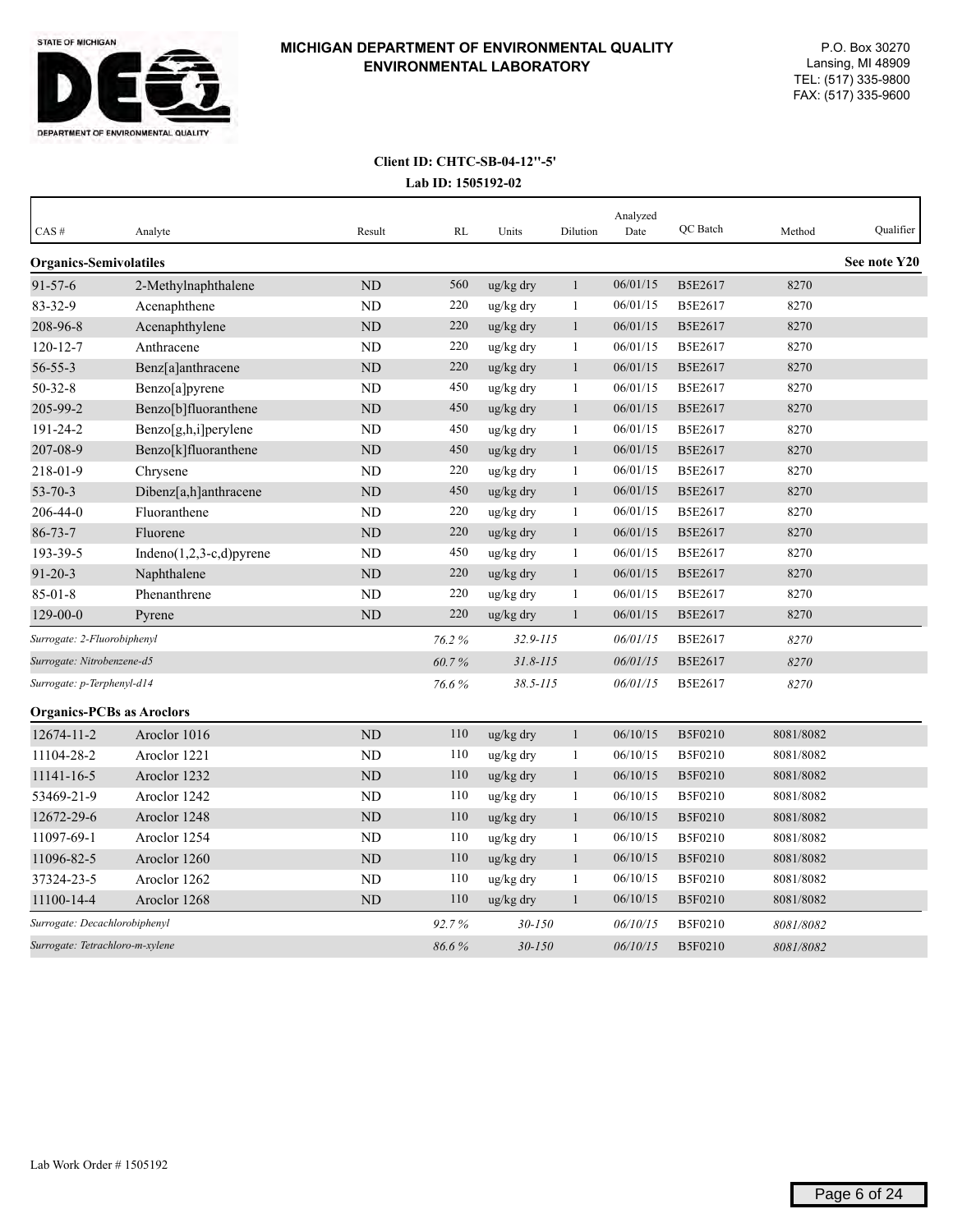# MICHIGAN DEPARTMENT OF ENVIRONMENTAL QUALITY ENVIRONMENTAL LABORATORY

STATE OF MICHIGAN
DEPARTMENT OF ENVIRONMENTAL QUALITY

P.O. Box 30270
Lansing, MI 48909
TEL: (517) 335-9800
FAX: (517) 335-9600

**Client ID: CHTC-SB-04-12"-5'**

**Lab ID: 1505192-02**

| CAS # | Analyte | Result | RL | Units | Dilution | Analyzed Date | QC Batch | Method | Qualifier |
|---|---|---|---|---|---|---|---|---|---|
| **Organics-Semivolatiles** | | | | | | | | | **See note Y20** |
| 91-57-6 | 2-Methylnaphthalene | ND | 560 | ug/kg dry | 1 | 06/01/15 | B5E2617 | 8270 | |
| 83-32-9 | Acenaphthene | ND | 220 | ug/kg dry | 1 | 06/01/15 | B5E2617 | 8270 | |
| 208-96-8 | Acenaphthylene | ND | 220 | ug/kg dry | 1 | 06/01/15 | B5E2617 | 8270 | |
| 120-12-7 | Anthracene | ND | 220 | ug/kg dry | 1 | 06/01/15 | B5E2617 | 8270 | |
| 56-55-3 | Benz[a]anthracene | ND | 220 | ug/kg dry | 1 | 06/01/15 | B5E2617 | 8270 | |
| 50-32-8 | Benzo[a]pyrene | ND | 450 | ug/kg dry | 1 | 06/01/15 | B5E2617 | 8270 | |
| 205-99-2 | Benzo[b]fluoranthene | ND | 450 | ug/kg dry | 1 | 06/01/15 | B5E2617 | 8270 | |
| 191-24-2 | Benzo[g,h,i]perylene | ND | 450 | ug/kg dry | 1 | 06/01/15 | B5E2617 | 8270 | |
| 207-08-9 | Benzo[k]fluoranthene | ND | 450 | ug/kg dry | 1 | 06/01/15 | B5E2617 | 8270 | |
| 218-01-9 | Chrysene | ND | 220 | ug/kg dry | 1 | 06/01/15 | B5E2617 | 8270 | |
| 53-70-3 | Dibenz[a,h]anthracene | ND | 450 | ug/kg dry | 1 | 06/01/15 | B5E2617 | 8270 | |
| 206-44-0 | Fluoranthene | ND | 220 | ug/kg dry | 1 | 06/01/15 | B5E2617 | 8270 | |
| 86-73-7 | Fluorene | ND | 220 | ug/kg dry | 1 | 06/01/15 | B5E2617 | 8270 | |
| 193-39-5 | Indeno(1,2,3-c,d)pyrene | ND | 450 | ug/kg dry | 1 | 06/01/15 | B5E2617 | 8270 | |
| 91-20-3 | Naphthalene | ND | 220 | ug/kg dry | 1 | 06/01/15 | B5E2617 | 8270 | |
| 85-01-8 | Phenanthrene | ND | 220 | ug/kg dry | 1 | 06/01/15 | B5E2617 | 8270 | |
| 129-00-0 | Pyrene | ND | 220 | ug/kg dry | 1 | 06/01/15 | B5E2617 | 8270 | |
| *Surrogate: 2-Fluorobiphenyl* | | | *76.2 %* | *32.9-115* | | *06/01/15* | B5E2617 | *8270* | |
| *Surrogate: Nitrobenzene-d5* | | | *60.7 %* | *31.8-115* | | *06/01/15* | B5E2617 | *8270* | |
| *Surrogate: p-Terphenyl-d14* | | | *76.6 %* | *38.5-115* | | *06/01/15* | B5E2617 | *8270* | |
| **Organics-PCBs as Aroclors** | | | | | | | | | |
| 12674-11-2 | Aroclor 1016 | ND | 110 | ug/kg dry | 1 | 06/10/15 | B5F0210 | 8081/8082 | |
| 11104-28-2 | Aroclor 1221 | ND | 110 | ug/kg dry | 1 | 06/10/15 | B5F0210 | 8081/8082 | |
| 11141-16-5 | Aroclor 1232 | ND | 110 | ug/kg dry | 1 | 06/10/15 | B5F0210 | 8081/8082 | |
| 53469-21-9 | Aroclor 1242 | ND | 110 | ug/kg dry | 1 | 06/10/15 | B5F0210 | 8081/8082 | |
| 12672-29-6 | Aroclor 1248 | ND | 110 | ug/kg dry | 1 | 06/10/15 | B5F0210 | 8081/8082 | |
| 11097-69-1 | Aroclor 1254 | ND | 110 | ug/kg dry | 1 | 06/10/15 | B5F0210 | 8081/8082 | |
| 11096-82-5 | Aroclor 1260 | ND | 110 | ug/kg dry | 1 | 06/10/15 | B5F0210 | 8081/8082 | |
| 37324-23-5 | Aroclor 1262 | ND | 110 | ug/kg dry | 1 | 06/10/15 | B5F0210 | 8081/8082 | |
| 11100-14-4 | Aroclor 1268 | ND | 110 | ug/kg dry | 1 | 06/10/15 | B5F0210 | 8081/8082 | |
| *Surrogate: Decachlorobiphenyl* | | | *92.7 %* | *30-150* | | *06/10/15* | B5F0210 | *8081/8082* | |
| *Surrogate: Tetrachloro-m-xylene* | | | *86.6 %* | *30-150* | | *06/10/15* | B5F0210 | *8081/8082* | |

Lab Work Order # 1505192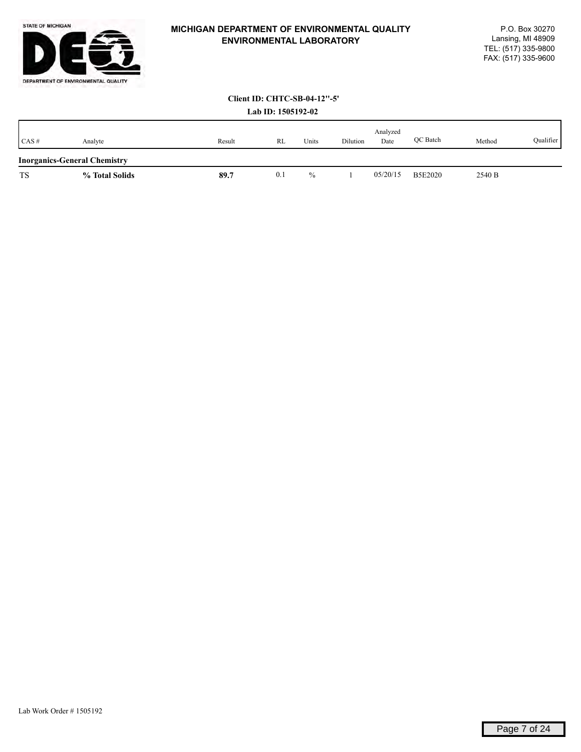**MICHIGAN DEPARTMENT OF ENVIRONMENTAL QUALITY**
**ENVIRONMENTAL LABORATORY**

P.O. Box 30270
Lansing, MI 48909
TEL: (517) 335-9800
FAX: (517) 335-9600

**Client ID: CHTC-SB-04-12''-5'**

**Lab ID: 1505192-02**

| CAS # | Analyte | Result | RL | Units | Dilution | Analyzed Date | QC Batch | Method | Qualifier |
|---|---|---|---|---|---|---|---|---|---|
| **Inorganics-General Chemistry** | | | | | | | | | |
| TS | **% Total Solids** | **89.7** | 0.1 | % | 1 | 05/20/15 | B5E2020 | 2540 B | |

Lab Work Order # 1505192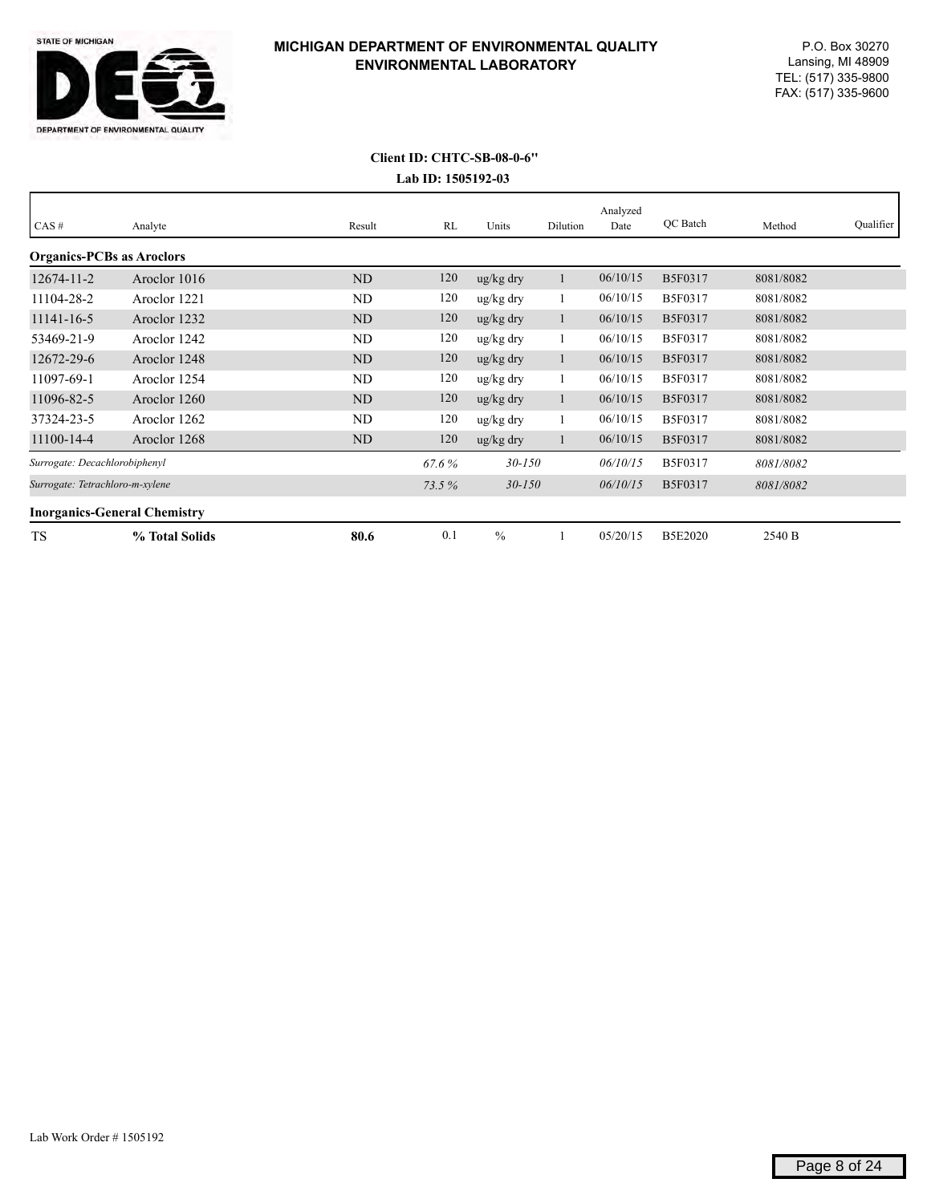STATE OF MICHIGAN
DEPARTMENT OF ENVIRONMENTAL QUALITY

**MICHIGAN DEPARTMENT OF ENVIRONMENTAL QUALITY**
**ENVIRONMENTAL LABORATORY**

P.O. Box 30270
Lansing, MI 48909
TEL: (517) 335-9800
FAX: (517) 335-9600

**Client ID: CHTC-SB-08-0-6"**
**Lab ID: 1505192-03**

| CAS # | Analyte | Result | RL | Units | Dilution | Analyzed Date | QC Batch | Method | Qualifier |
|---|---|---|---|---|---|---|---|---|---|
| **Organics-PCBs as Aroclors** | | | | | | | | | |
| 12674-11-2 | Aroclor 1016 | ND | 120 | ug/kg dry | 1 | 06/10/15 | B5F0317 | 8081/8082 | |
| 11104-28-2 | Aroclor 1221 | ND | 120 | ug/kg dry | 1 | 06/10/15 | B5F0317 | 8081/8082 | |
| 11141-16-5 | Aroclor 1232 | ND | 120 | ug/kg dry | 1 | 06/10/15 | B5F0317 | 8081/8082 | |
| 53469-21-9 | Aroclor 1242 | ND | 120 | ug/kg dry | 1 | 06/10/15 | B5F0317 | 8081/8082 | |
| 12672-29-6 | Aroclor 1248 | ND | 120 | ug/kg dry | 1 | 06/10/15 | B5F0317 | 8081/8082 | |
| 11097-69-1 | Aroclor 1254 | ND | 120 | ug/kg dry | 1 | 06/10/15 | B5F0317 | 8081/8082 | |
| 11096-82-5 | Aroclor 1260 | ND | 120 | ug/kg dry | 1 | 06/10/15 | B5F0317 | 8081/8082 | |
| 37324-23-5 | Aroclor 1262 | ND | 120 | ug/kg dry | 1 | 06/10/15 | B5F0317 | 8081/8082 | |
| 11100-14-4 | Aroclor 1268 | ND | 120 | ug/kg dry | 1 | 06/10/15 | B5F0317 | 8081/8082 | |
| *Surrogate: Decachlorobiphenyl* | | | *67.6 %* | *30-150* | | *06/10/15* | B5F0317 | *8081/8082* | |
| *Surrogate: Tetrachloro-m-xylene* | | | *73.5 %* | *30-150* | | *06/10/15* | B5F0317 | *8081/8082* | |
| **Inorganics-General Chemistry** | | | | | | | | | |
| TS | **% Total Solids** | **80.6** | 0.1 | % | 1 | 05/20/15 | B5E2020 | 2540 B | |

Lab Work Order # 1505192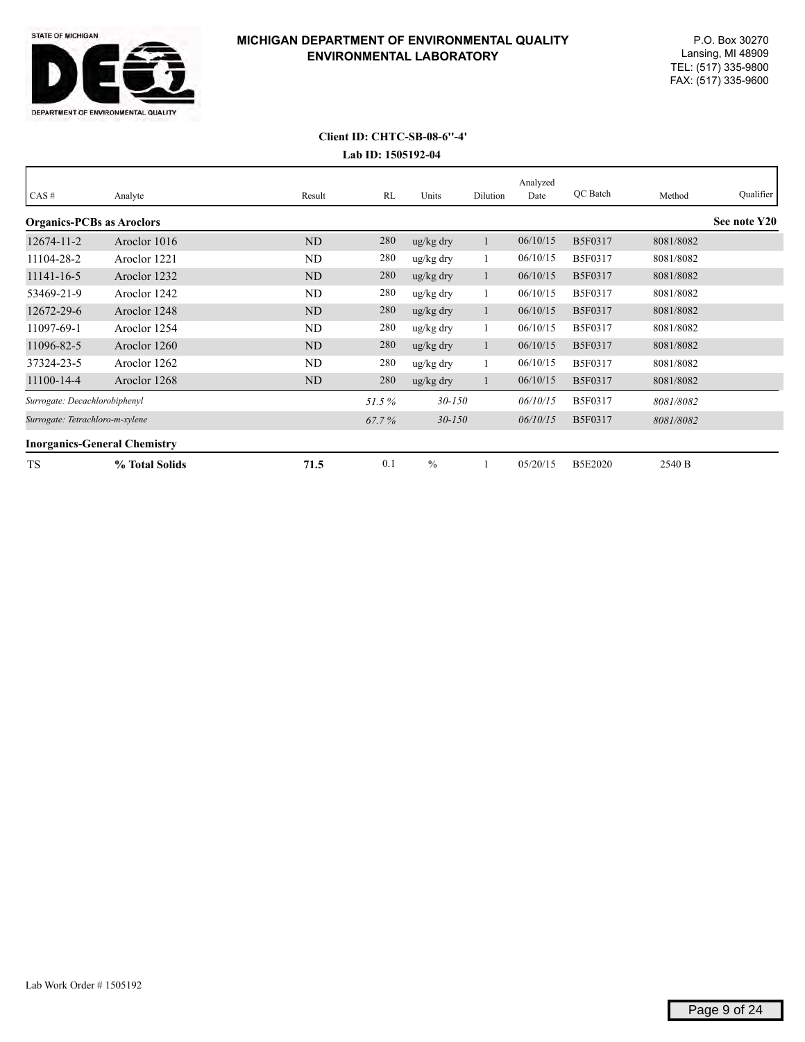**MICHIGAN DEPARTMENT OF ENVIRONMENTAL QUALITY**
**ENVIRONMENTAL LABORATORY**

P.O. Box 30270
Lansing, MI 48909
TEL: (517) 335-9800
FAX: (517) 335-9600

**Client ID: CHTC-SB-08-6"-4'**
**Lab ID: 1505192-04**

| CAS # | Analyte | Result | RL | Units | Dilution | Analyzed Date | QC Batch | Method | Qualifier |
|---|---|---|---|---|---|---|---|---|---|
| **Organics-PCBs as Aroclors** | | | | | | | | | **See note Y20** |
| 12674-11-2 | Aroclor 1016 | ND | 280 | ug/kg dry | 1 | 06/10/15 | B5F0317 | 8081/8082 | |
| 11104-28-2 | Aroclor 1221 | ND | 280 | ug/kg dry | 1 | 06/10/15 | B5F0317 | 8081/8082 | |
| 11141-16-5 | Aroclor 1232 | ND | 280 | ug/kg dry | 1 | 06/10/15 | B5F0317 | 8081/8082 | |
| 53469-21-9 | Aroclor 1242 | ND | 280 | ug/kg dry | 1 | 06/10/15 | B5F0317 | 8081/8082 | |
| 12672-29-6 | Aroclor 1248 | ND | 280 | ug/kg dry | 1 | 06/10/15 | B5F0317 | 8081/8082 | |
| 11097-69-1 | Aroclor 1254 | ND | 280 | ug/kg dry | 1 | 06/10/15 | B5F0317 | 8081/8082 | |
| 11096-82-5 | Aroclor 1260 | ND | 280 | ug/kg dry | 1 | 06/10/15 | B5F0317 | 8081/8082 | |
| 37324-23-5 | Aroclor 1262 | ND | 280 | ug/kg dry | 1 | 06/10/15 | B5F0317 | 8081/8082 | |
| 11100-14-4 | Aroclor 1268 | ND | 280 | ug/kg dry | 1 | 06/10/15 | B5F0317 | 8081/8082 | |
| *Surrogate: Decachlorobiphenyl* | | | *51.5 %* | *30-150* | | *06/10/15* | B5F0317 | *8081/8082* | |
| *Surrogate: Tetrachloro-m-xylene* | | | *67.7 %* | *30-150* | | *06/10/15* | B5F0317 | *8081/8082* | |
| **Inorganics-General Chemistry** | | | | | | | | | |
| TS | **% Total Solids** | **71.5** | 0.1 | % | 1 | 05/20/15 | B5E2020 | 2540 B | |

Lab Work Order # 1505192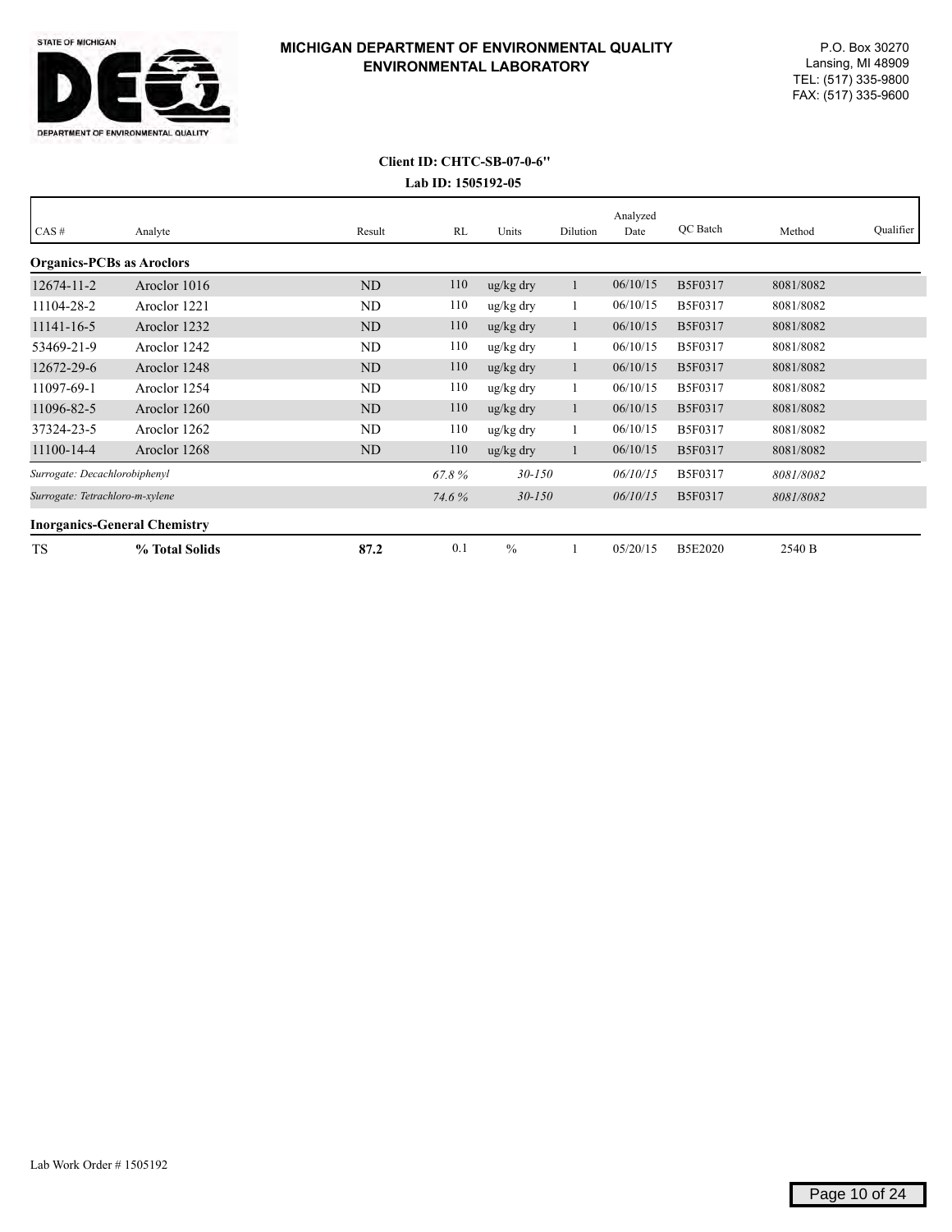**MICHIGAN DEPARTMENT OF ENVIRONMENTAL QUALITY**
**ENVIRONMENTAL LABORATORY**

P.O. Box 30270
Lansing, MI 48909
TEL: (517) 335-9800
FAX: (517) 335-9600

**Client ID: CHTC-SB-07-0-6"**

**Lab ID: 1505192-05**

| CAS # | Analyte | Result | RL | Units | Dilution | Analyzed Date | QC Batch | Method | Qualifier |
|---|---|---|---|---|---|---|---|---|---|
| **Organics-PCBs as Aroclors** | | | | | | | | | |
| 12674-11-2 | Aroclor 1016 | ND | 110 | ug/kg dry | 1 | 06/10/15 | B5F0317 | 8081/8082 | |
| 11104-28-2 | Aroclor 1221 | ND | 110 | ug/kg dry | 1 | 06/10/15 | B5F0317 | 8081/8082 | |
| 11141-16-5 | Aroclor 1232 | ND | 110 | ug/kg dry | 1 | 06/10/15 | B5F0317 | 8081/8082 | |
| 53469-21-9 | Aroclor 1242 | ND | 110 | ug/kg dry | 1 | 06/10/15 | B5F0317 | 8081/8082 | |
| 12672-29-6 | Aroclor 1248 | ND | 110 | ug/kg dry | 1 | 06/10/15 | B5F0317 | 8081/8082 | |
| 11097-69-1 | Aroclor 1254 | ND | 110 | ug/kg dry | 1 | 06/10/15 | B5F0317 | 8081/8082 | |
| 11096-82-5 | Aroclor 1260 | ND | 110 | ug/kg dry | 1 | 06/10/15 | B5F0317 | 8081/8082 | |
| 37324-23-5 | Aroclor 1262 | ND | 110 | ug/kg dry | 1 | 06/10/15 | B5F0317 | 8081/8082 | |
| 11100-14-4 | Aroclor 1268 | ND | 110 | ug/kg dry | 1 | 06/10/15 | B5F0317 | 8081/8082 | |
| *Surrogate: Decachlorobiphenyl* | | | *67.8 %* | *30-150* | | *06/10/15* | B5F0317 | *8081/8082* | |
| *Surrogate: Tetrachloro-m-xylene* | | | *74.6 %* | *30-150* | | *06/10/15* | B5F0317 | *8081/8082* | |
| **Inorganics-General Chemistry** | | | | | | | | | |
| TS | **% Total Solids** | **87.2** | 0.1 | % | 1 | 05/20/15 | B5E2020 | 2540 B | |

Lab Work Order # 1505192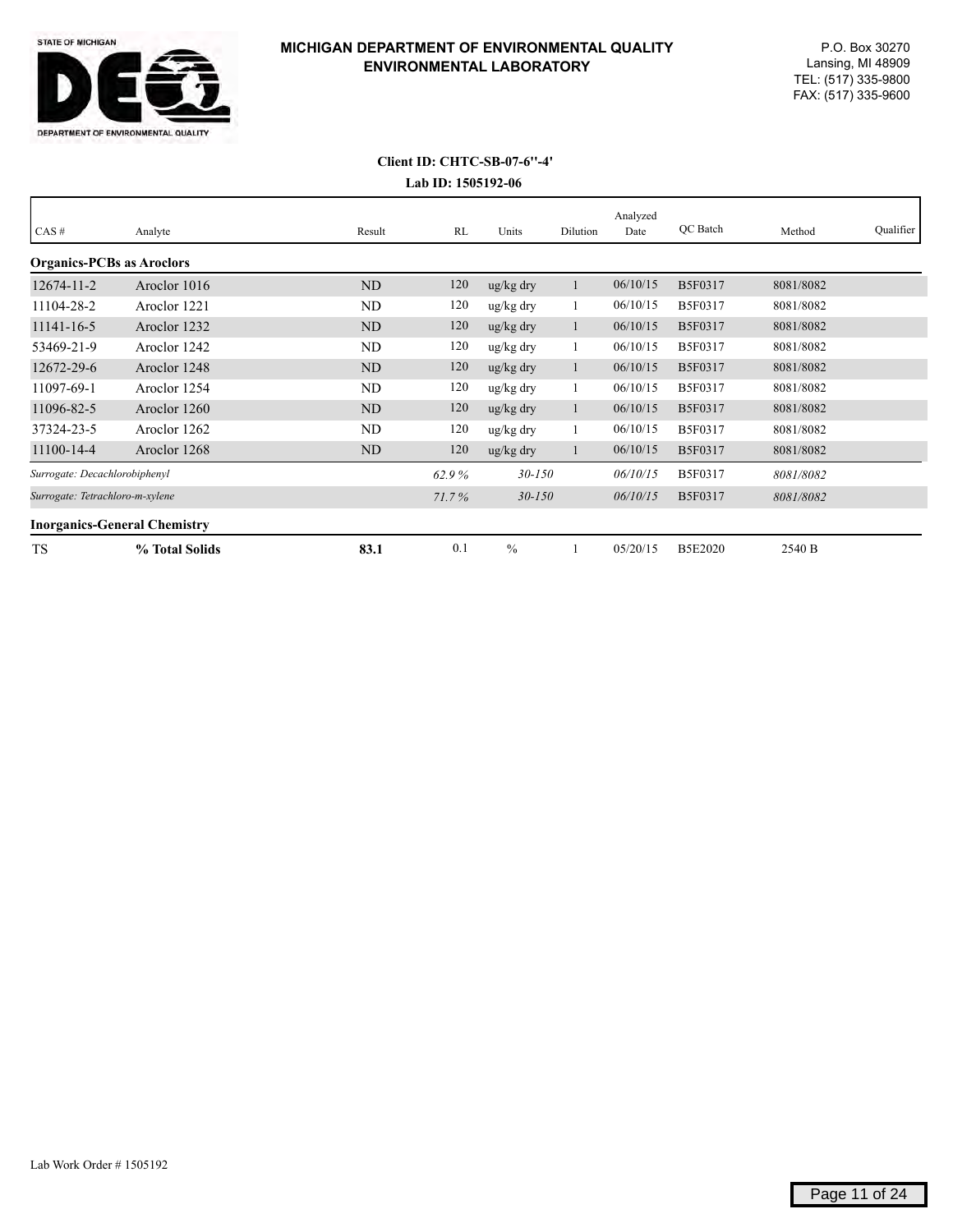STATE OF MICHIGAN
DEPARTMENT OF ENVIRONMENTAL QUALITY

**MICHIGAN DEPARTMENT OF ENVIRONMENTAL QUALITY**
**ENVIRONMENTAL LABORATORY**

P.O. Box 30270
Lansing, MI 48909
TEL: (517) 335-9800
FAX: (517) 335-9600

**Client ID: CHTC-SB-07-6''-4'**
**Lab ID: 1505192-06**

| CAS # | Analyte | Result | RL | Units | Dilution | Analyzed Date | QC Batch | Method | Qualifier |
|---|---|---|---|---|---|---|---|---|---|
| **Organics-PCBs as Aroclors** | | | | | | | | | |
| 12674-11-2 | Aroclor 1016 | ND | 120 | ug/kg dry | 1 | 06/10/15 | B5F0317 | 8081/8082 | |
| 11104-28-2 | Aroclor 1221 | ND | 120 | ug/kg dry | 1 | 06/10/15 | B5F0317 | 8081/8082 | |
| 11141-16-5 | Aroclor 1232 | ND | 120 | ug/kg dry | 1 | 06/10/15 | B5F0317 | 8081/8082 | |
| 53469-21-9 | Aroclor 1242 | ND | 120 | ug/kg dry | 1 | 06/10/15 | B5F0317 | 8081/8082 | |
| 12672-29-6 | Aroclor 1248 | ND | 120 | ug/kg dry | 1 | 06/10/15 | B5F0317 | 8081/8082 | |
| 11097-69-1 | Aroclor 1254 | ND | 120 | ug/kg dry | 1 | 06/10/15 | B5F0317 | 8081/8082 | |
| 11096-82-5 | Aroclor 1260 | ND | 120 | ug/kg dry | 1 | 06/10/15 | B5F0317 | 8081/8082 | |
| 37324-23-5 | Aroclor 1262 | ND | 120 | ug/kg dry | 1 | 06/10/15 | B5F0317 | 8081/8082 | |
| 11100-14-4 | Aroclor 1268 | ND | 120 | ug/kg dry | 1 | 06/10/15 | B5F0317 | 8081/8082 | |
| *Surrogate: Decachlorobiphenyl* | | | *62.9 %* | *30-150* | | *06/10/15* | B5F0317 | *8081/8082* | |
| *Surrogate: Tetrachloro-m-xylene* | | | *71.7 %* | *30-150* | | *06/10/15* | B5F0317 | *8081/8082* | |
| **Inorganics-General Chemistry** | | | | | | | | | |
| TS | **% Total Solids** | **83.1** | 0.1 | % | 1 | 05/20/15 | B5E2020 | 2540 B | |

Lab Work Order # 1505192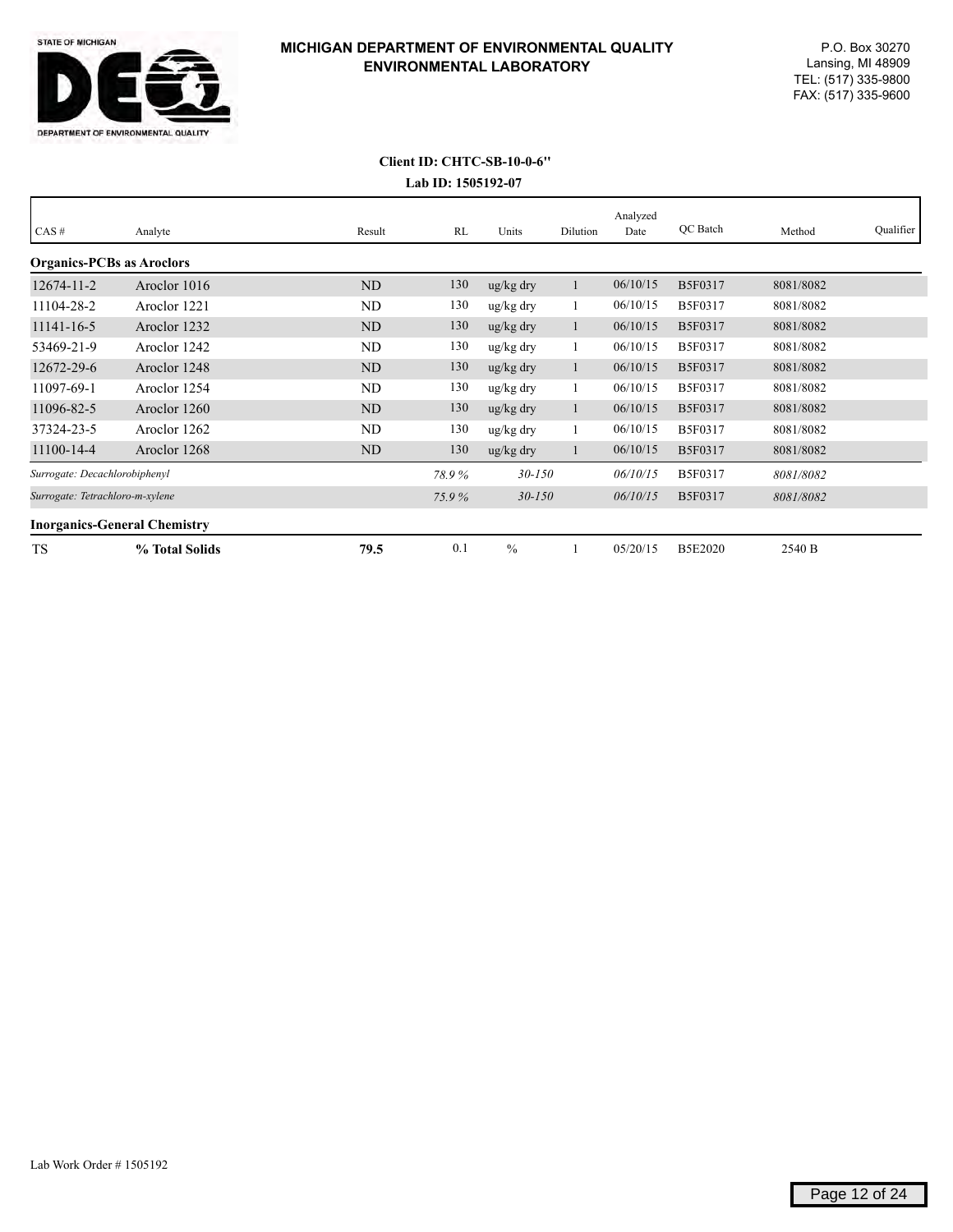**MICHIGAN DEPARTMENT OF ENVIRONMENTAL QUALITY**
**ENVIRONMENTAL LABORATORY**

P.O. Box 30270
Lansing, MI 48909
TEL: (517) 335-9800
FAX: (517) 335-9600

**Client ID: CHTC-SB-10-0-6"**
**Lab ID: 1505192-07**

| CAS # | Analyte | Result | RL | Units | Dilution | Analyzed Date | QC Batch | Method | Qualifier |
|---|---|---|---|---|---|---|---|---|---|
| **Organics-PCBs as Aroclors** | | | | | | | | | |
| 12674-11-2 | Aroclor 1016 | ND | 130 | ug/kg dry | 1 | 06/10/15 | B5F0317 | 8081/8082 | |
| 11104-28-2 | Aroclor 1221 | ND | 130 | ug/kg dry | 1 | 06/10/15 | B5F0317 | 8081/8082 | |
| 11141-16-5 | Aroclor 1232 | ND | 130 | ug/kg dry | 1 | 06/10/15 | B5F0317 | 8081/8082 | |
| 53469-21-9 | Aroclor 1242 | ND | 130 | ug/kg dry | 1 | 06/10/15 | B5F0317 | 8081/8082 | |
| 12672-29-6 | Aroclor 1248 | ND | 130 | ug/kg dry | 1 | 06/10/15 | B5F0317 | 8081/8082 | |
| 11097-69-1 | Aroclor 1254 | ND | 130 | ug/kg dry | 1 | 06/10/15 | B5F0317 | 8081/8082 | |
| 11096-82-5 | Aroclor 1260 | ND | 130 | ug/kg dry | 1 | 06/10/15 | B5F0317 | 8081/8082 | |
| 37324-23-5 | Aroclor 1262 | ND | 130 | ug/kg dry | 1 | 06/10/15 | B5F0317 | 8081/8082 | |
| 11100-14-4 | Aroclor 1268 | ND | 130 | ug/kg dry | 1 | 06/10/15 | B5F0317 | 8081/8082 | |
| *Surrogate: Decachlorobiphenyl* | | | *78.9 %* | *30-150* | | *06/10/15* | B5F0317 | *8081/8082* | |
| *Surrogate: Tetrachloro-m-xylene* | | | *75.9 %* | *30-150* | | *06/10/15* | B5F0317 | *8081/8082* | |
| **Inorganics-General Chemistry** | | | | | | | | | |
| TS | **% Total Solids** | **79.5** | 0.1 | % | 1 | 05/20/15 | B5E2020 | 2540 B | |

Lab Work Order # 1505192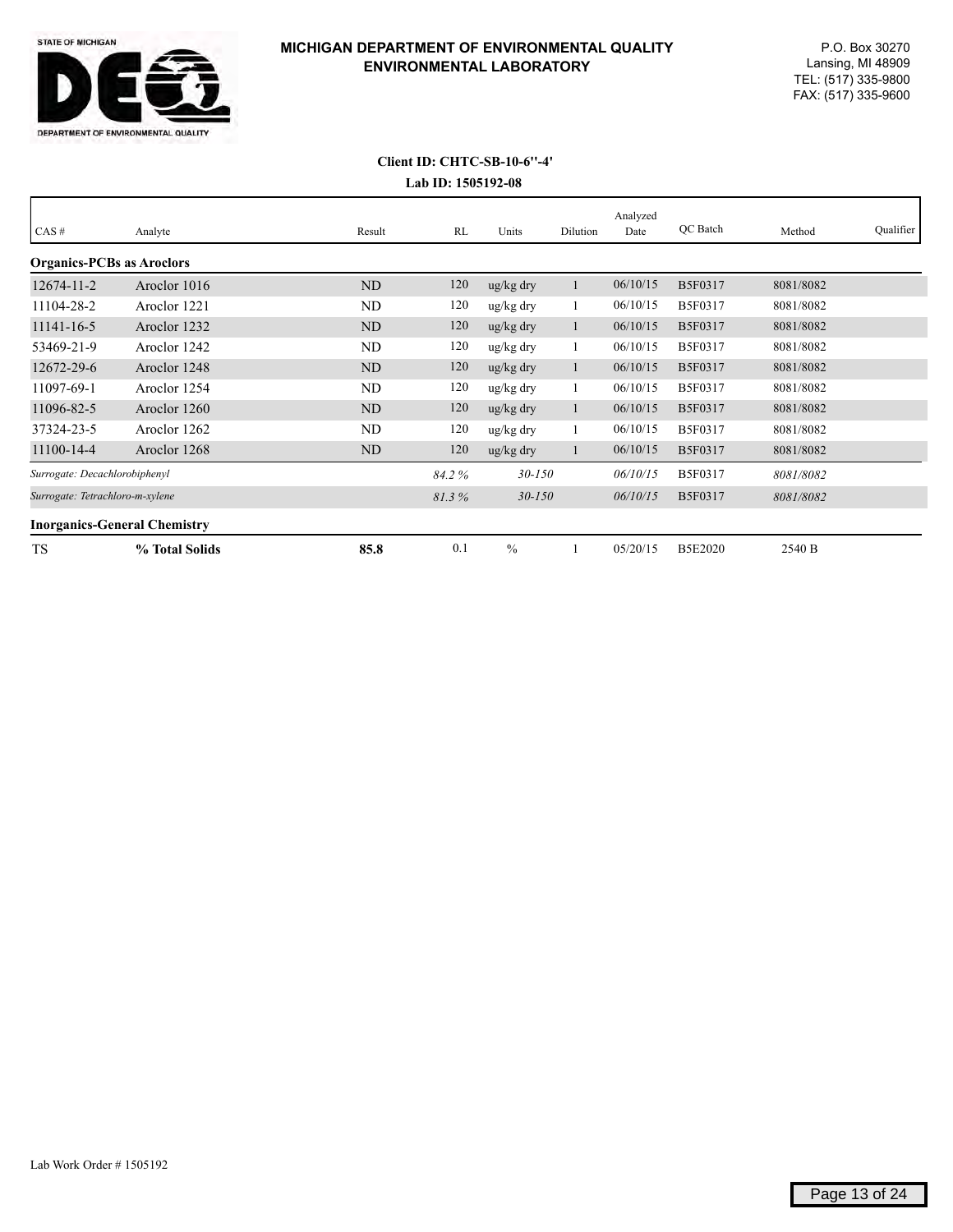**MICHIGAN DEPARTMENT OF ENVIRONMENTAL QUALITY**
**ENVIRONMENTAL LABORATORY**

STATE OF MICHIGAN
DEPARTMENT OF ENVIRONMENTAL QUALITY

P.O. Box 30270
Lansing, MI 48909
TEL: (517) 335-9800
FAX: (517) 335-9600

**Client ID: CHTC-SB-10-6"-4'**
**Lab ID: 1505192-08**

| CAS # | Analyte | Result | RL | Units | Dilution | Analyzed Date | QC Batch | Method | Qualifier |
|---|---|---|---|---|---|---|---|---|---|
| **Organics-PCBs as Aroclors** | | | | | | | | | |
| 12674-11-2 | Aroclor 1016 | ND | 120 | ug/kg dry | 1 | 06/10/15 | B5F0317 | 8081/8082 | |
| 11104-28-2 | Aroclor 1221 | ND | 120 | ug/kg dry | 1 | 06/10/15 | B5F0317 | 8081/8082 | |
| 11141-16-5 | Aroclor 1232 | ND | 120 | ug/kg dry | 1 | 06/10/15 | B5F0317 | 8081/8082 | |
| 53469-21-9 | Aroclor 1242 | ND | 120 | ug/kg dry | 1 | 06/10/15 | B5F0317 | 8081/8082 | |
| 12672-29-6 | Aroclor 1248 | ND | 120 | ug/kg dry | 1 | 06/10/15 | B5F0317 | 8081/8082 | |
| 11097-69-1 | Aroclor 1254 | ND | 120 | ug/kg dry | 1 | 06/10/15 | B5F0317 | 8081/8082 | |
| 11096-82-5 | Aroclor 1260 | ND | 120 | ug/kg dry | 1 | 06/10/15 | B5F0317 | 8081/8082 | |
| 37324-23-5 | Aroclor 1262 | ND | 120 | ug/kg dry | 1 | 06/10/15 | B5F0317 | 8081/8082 | |
| 11100-14-4 | Aroclor 1268 | ND | 120 | ug/kg dry | 1 | 06/10/15 | B5F0317 | 8081/8082 | |
| *Surrogate: Decachlorobiphenyl* | | | *84.2 %* | *30-150* | | *06/10/15* | B5F0317 | *8081/8082* | |
| *Surrogate: Tetrachloro-m-xylene* | | | *81.3 %* | *30-150* | | *06/10/15* | B5F0317 | *8081/8082* | |
| **Inorganics-General Chemistry** | | | | | | | | | |
| TS | **% Total Solids** | **85.8** | 0.1 | % | 1 | 05/20/15 | B5E2020 | 2540 B | |

Lab Work Order # 1505192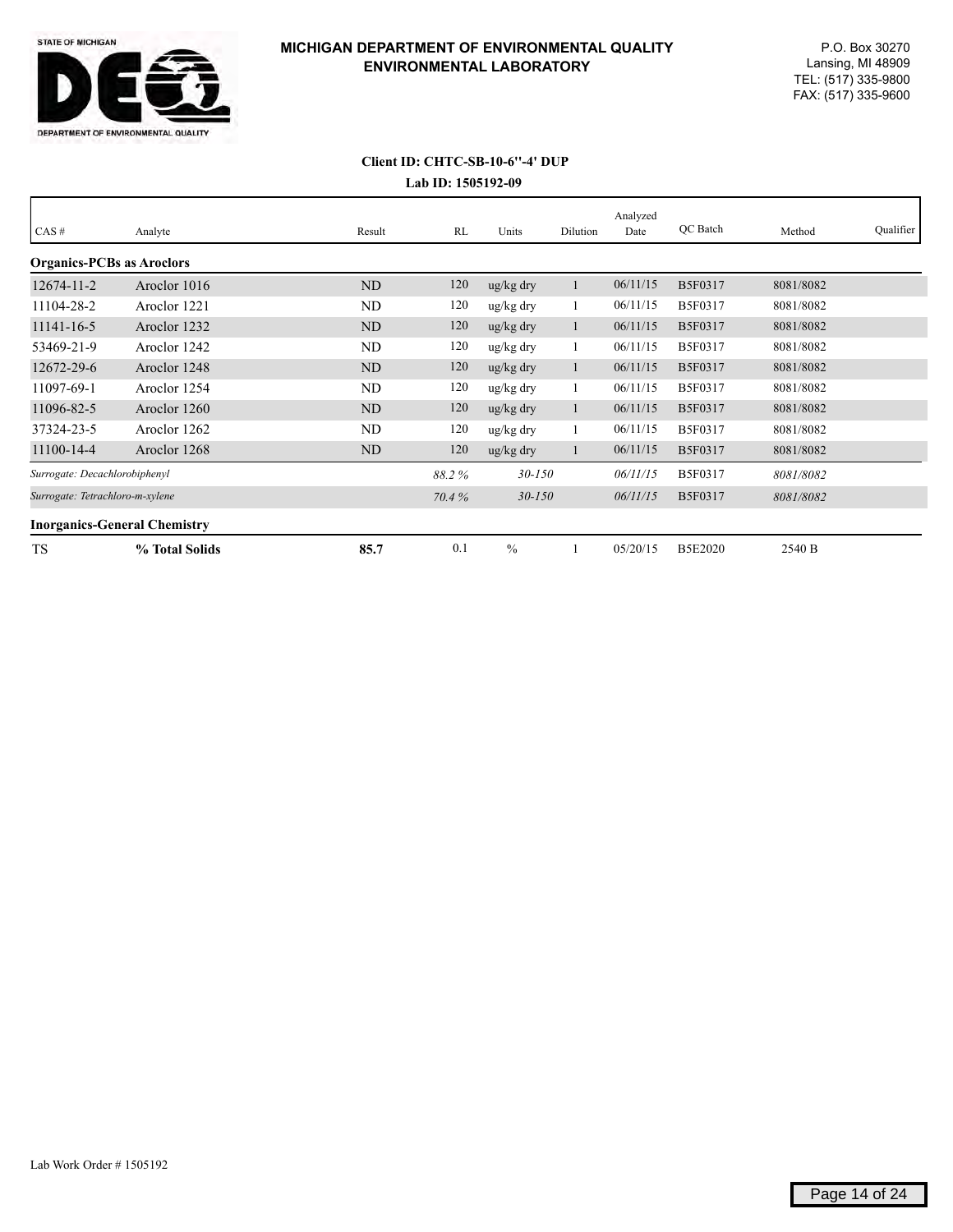STATE OF MICHIGAN

DEPARTMENT OF ENVIRONMENTAL QUALITY

**MICHIGAN DEPARTMENT OF ENVIRONMENTAL QUALITY**
**ENVIRONMENTAL LABORATORY**

P.O. Box 30270
Lansing, MI 48909
TEL: (517) 335-9800
FAX: (517) 335-9600

**Client ID: CHTC-SB-10-6''-4' DUP**
**Lab ID: 1505192-09**

| CAS # | Analyte | Result | RL | Units | Dilution | Analyzed Date | QC Batch | Method | Qualifier |
|---|---|---|---|---|---|---|---|---|---|
| **Organics-PCBs as Aroclors** | | | | | | | | | |
| 12674-11-2 | Aroclor 1016 | ND | 120 | ug/kg dry | 1 | 06/11/15 | B5F0317 | 8081/8082 | |
| 11104-28-2 | Aroclor 1221 | ND | 120 | ug/kg dry | 1 | 06/11/15 | B5F0317 | 8081/8082 | |
| 11141-16-5 | Aroclor 1232 | ND | 120 | ug/kg dry | 1 | 06/11/15 | B5F0317 | 8081/8082 | |
| 53469-21-9 | Aroclor 1242 | ND | 120 | ug/kg dry | 1 | 06/11/15 | B5F0317 | 8081/8082 | |
| 12672-29-6 | Aroclor 1248 | ND | 120 | ug/kg dry | 1 | 06/11/15 | B5F0317 | 8081/8082 | |
| 11097-69-1 | Aroclor 1254 | ND | 120 | ug/kg dry | 1 | 06/11/15 | B5F0317 | 8081/8082 | |
| 11096-82-5 | Aroclor 1260 | ND | 120 | ug/kg dry | 1 | 06/11/15 | B5F0317 | 8081/8082 | |
| 37324-23-5 | Aroclor 1262 | ND | 120 | ug/kg dry | 1 | 06/11/15 | B5F0317 | 8081/8082 | |
| 11100-14-4 | Aroclor 1268 | ND | 120 | ug/kg dry | 1 | 06/11/15 | B5F0317 | 8081/8082 | |
| *Surrogate: Decachlorobiphenyl* | | | *88.2 %* | *30-150* | | *06/11/15* | B5F0317 | *8081/8082* | |
| *Surrogate: Tetrachloro-m-xylene* | | | *70.4 %* | *30-150* | | *06/11/15* | B5F0317 | *8081/8082* | |
| **Inorganics-General Chemistry** | | | | | | | | | |
| TS | **% Total Solids** | **85.7** | 0.1 | % | 1 | 05/20/15 | B5E2020 | 2540 B | |

Lab Work Order # 1505192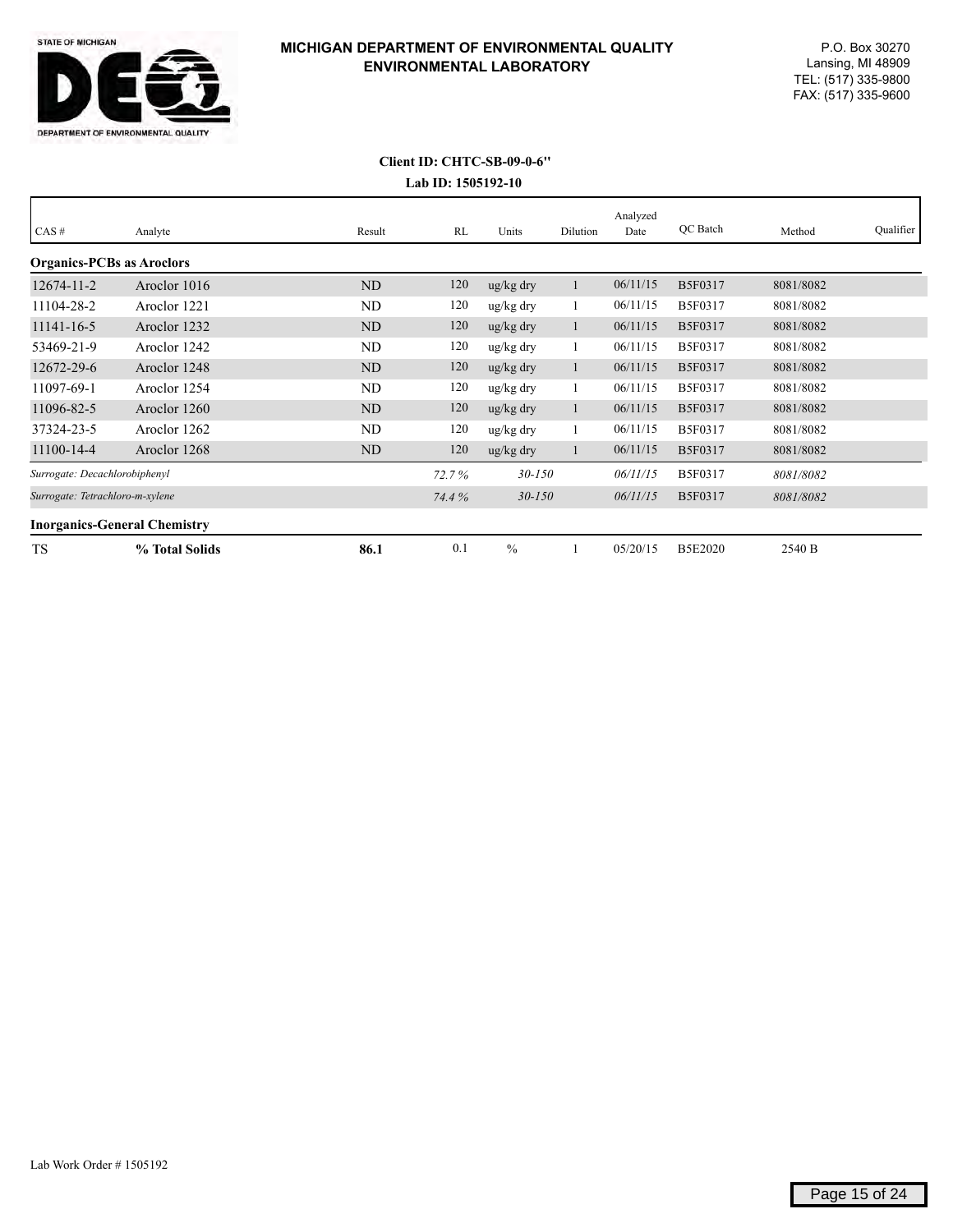**STATE OF MICHIGAN**
**DEPARTMENT OF ENVIRONMENTAL QUALITY**

**MICHIGAN DEPARTMENT OF ENVIRONMENTAL QUALITY**
**ENVIRONMENTAL LABORATORY**

P.O. Box 30270
Lansing, MI 48909
TEL: (517) 335-9800
FAX: (517) 335-9600

**Client ID: CHTC-SB-09-0-6"**
**Lab ID: 1505192-10**

| CAS # | Analyte | Result | RL | Units | Dilution | Analyzed Date | QC Batch | Method | Qualifier |
|---|---|---|---|---|---|---|---|---|---|
| **Organics-PCBs as Aroclors** | | | | | | | | | |
| 12674-11-2 | Aroclor 1016 | ND | 120 | ug/kg dry | 1 | 06/11/15 | B5F0317 | 8081/8082 | |
| 11104-28-2 | Aroclor 1221 | ND | 120 | ug/kg dry | 1 | 06/11/15 | B5F0317 | 8081/8082 | |
| 11141-16-5 | Aroclor 1232 | ND | 120 | ug/kg dry | 1 | 06/11/15 | B5F0317 | 8081/8082 | |
| 53469-21-9 | Aroclor 1242 | ND | 120 | ug/kg dry | 1 | 06/11/15 | B5F0317 | 8081/8082 | |
| 12672-29-6 | Aroclor 1248 | ND | 120 | ug/kg dry | 1 | 06/11/15 | B5F0317 | 8081/8082 | |
| 11097-69-1 | Aroclor 1254 | ND | 120 | ug/kg dry | 1 | 06/11/15 | B5F0317 | 8081/8082 | |
| 11096-82-5 | Aroclor 1260 | ND | 120 | ug/kg dry | 1 | 06/11/15 | B5F0317 | 8081/8082 | |
| 37324-23-5 | Aroclor 1262 | ND | 120 | ug/kg dry | 1 | 06/11/15 | B5F0317 | 8081/8082 | |
| 11100-14-4 | Aroclor 1268 | ND | 120 | ug/kg dry | 1 | 06/11/15 | B5F0317 | 8081/8082 | |
| *Surrogate: Decachlorobiphenyl* | | | *72.7 %* | *30-150* | | *06/11/15* | B5F0317 | *8081/8082* | |
| *Surrogate: Tetrachloro-m-xylene* | | | *74.4 %* | *30-150* | | *06/11/15* | B5F0317 | *8081/8082* | |
| **Inorganics-General Chemistry** | | | | | | | | | |
| TS | **% Total Solids** | **86.1** | 0.1 | % | 1 | 05/20/15 | B5E2020 | 2540 B | |

Lab Work Order # 1505192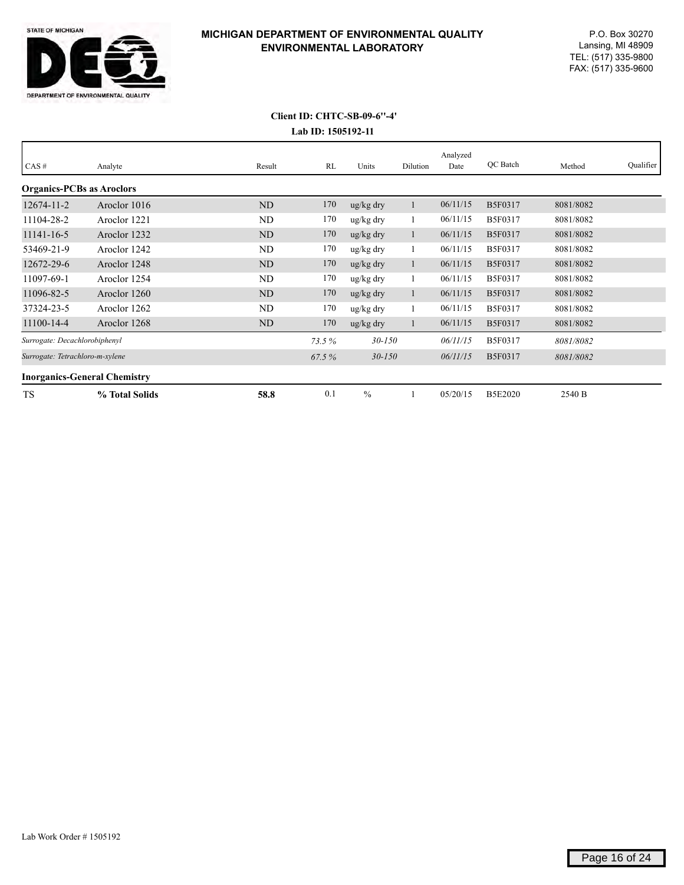# MICHIGAN DEPARTMENT OF ENVIRONMENTAL QUALITY
## ENVIRONMENTAL LABORATORY

STATE OF MICHIGAN
DEPARTMENT OF ENVIRONMENTAL QUALITY

P.O. Box 30270
Lansing, MI 48909
TEL: (517) 335-9800
FAX: (517) 335-9600

**Client ID: CHTC-SB-09-6''-4'**

**Lab ID: 1505192-11**

| CAS # | Analyte | Result | RL | Units | Dilution | Analyzed Date | QC Batch | Method | Qualifier |
|---|---|---|---|---|---|---|---|---|---|
| **Organics-PCBs as Aroclors** | | | | | | | | | |
| 12674-11-2 | Aroclor 1016 | ND | 170 | ug/kg dry | 1 | 06/11/15 | B5F0317 | 8081/8082 | |
| 11104-28-2 | Aroclor 1221 | ND | 170 | ug/kg dry | 1 | 06/11/15 | B5F0317 | 8081/8082 | |
| 11141-16-5 | Aroclor 1232 | ND | 170 | ug/kg dry | 1 | 06/11/15 | B5F0317 | 8081/8082 | |
| 53469-21-9 | Aroclor 1242 | ND | 170 | ug/kg dry | 1 | 06/11/15 | B5F0317 | 8081/8082 | |
| 12672-29-6 | Aroclor 1248 | ND | 170 | ug/kg dry | 1 | 06/11/15 | B5F0317 | 8081/8082 | |
| 11097-69-1 | Aroclor 1254 | ND | 170 | ug/kg dry | 1 | 06/11/15 | B5F0317 | 8081/8082 | |
| 11096-82-5 | Aroclor 1260 | ND | 170 | ug/kg dry | 1 | 06/11/15 | B5F0317 | 8081/8082 | |
| 37324-23-5 | Aroclor 1262 | ND | 170 | ug/kg dry | 1 | 06/11/15 | B5F0317 | 8081/8082 | |
| 11100-14-4 | Aroclor 1268 | ND | 170 | ug/kg dry | 1 | 06/11/15 | B5F0317 | 8081/8082 | |
| *Surrogate: Decachlorobiphenyl* | | | *73.5 %* | *30-150* | | *06/11/15* | B5F0317 | *8081/8082* | |
| *Surrogate: Tetrachloro-m-xylene* | | | *67.5 %* | *30-150* | | *06/11/15* | B5F0317 | *8081/8082* | |
| **Inorganics-General Chemistry** | | | | | | | | | |
| TS | **% Total Solids** | **58.8** | 0.1 | % | 1 | 05/20/15 | B5E2020 | 2540 B | |

Lab Work Order # 1505192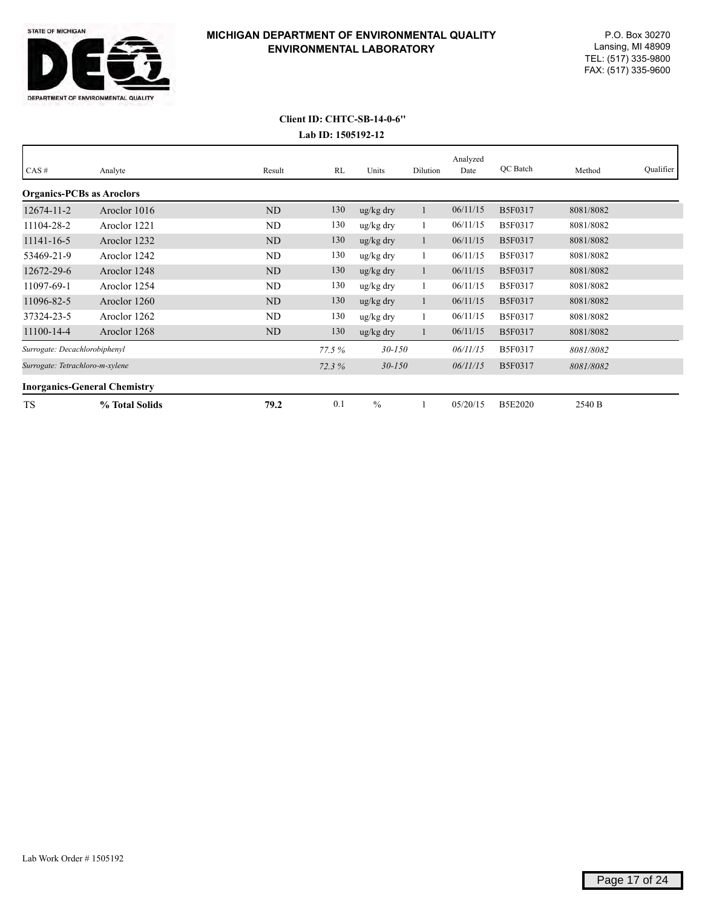**MICHIGAN DEPARTMENT OF ENVIRONMENTAL QUALITY**
**ENVIRONMENTAL LABORATORY**

P.O. Box 30270
Lansing, MI 48909
TEL: (517) 335-9800
FAX: (517) 335-9600

**Client ID: CHTC-SB-14-0-6"**
**Lab ID: 1505192-12**

| CAS # | Analyte | Result | RL | Units | Dilution | Analyzed Date | QC Batch | Method | Qualifier |
|---|---|---|---|---|---|---|---|---|---|
| **Organics-PCBs as Aroclors** | | | | | | | | | |
| 12674-11-2 | Aroclor 1016 | ND | 130 | ug/kg dry | 1 | 06/11/15 | B5F0317 | 8081/8082 | |
| 11104-28-2 | Aroclor 1221 | ND | 130 | ug/kg dry | 1 | 06/11/15 | B5F0317 | 8081/8082 | |
| 11141-16-5 | Aroclor 1232 | ND | 130 | ug/kg dry | 1 | 06/11/15 | B5F0317 | 8081/8082 | |
| 53469-21-9 | Aroclor 1242 | ND | 130 | ug/kg dry | 1 | 06/11/15 | B5F0317 | 8081/8082 | |
| 12672-29-6 | Aroclor 1248 | ND | 130 | ug/kg dry | 1 | 06/11/15 | B5F0317 | 8081/8082 | |
| 11097-69-1 | Aroclor 1254 | ND | 130 | ug/kg dry | 1 | 06/11/15 | B5F0317 | 8081/8082 | |
| 11096-82-5 | Aroclor 1260 | ND | 130 | ug/kg dry | 1 | 06/11/15 | B5F0317 | 8081/8082 | |
| 37324-23-5 | Aroclor 1262 | ND | 130 | ug/kg dry | 1 | 06/11/15 | B5F0317 | 8081/8082 | |
| 11100-14-4 | Aroclor 1268 | ND | 130 | ug/kg dry | 1 | 06/11/15 | B5F0317 | 8081/8082 | |
| *Surrogate: Decachlorobiphenyl* | | | *77.5 %* | *30-150* | | *06/11/15* | B5F0317 | *8081/8082* | |
| *Surrogate: Tetrachloro-m-xylene* | | | *72.3 %* | *30-150* | | *06/11/15* | B5F0317 | *8081/8082* | |
| **Inorganics-General Chemistry** | | | | | | | | | |
| TS | **% Total Solids** | **79.2** | 0.1 | % | 1 | 05/20/15 | B5E2020 | 2540 B | |

Lab Work Order # 1505192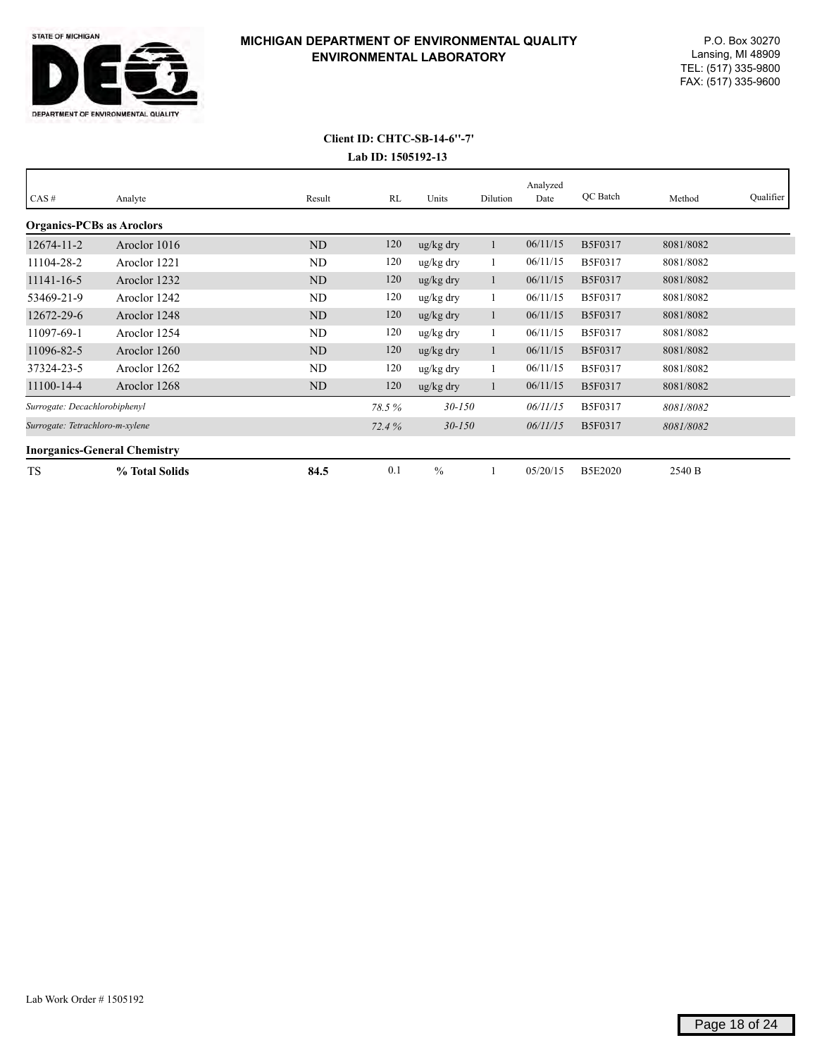**MICHIGAN DEPARTMENT OF ENVIRONMENTAL QUALITY**
**ENVIRONMENTAL LABORATORY**

P.O. Box 30270
Lansing, MI 48909
TEL: (517) 335-9800
FAX: (517) 335-9600

**Client ID: CHTC-SB-14-6''-7'**
**Lab ID: 1505192-13**

| CAS # | Analyte | Result | RL | Units | Dilution | Analyzed Date | QC Batch | Method | Qualifier |
|---|---|---|---|---|---|---|---|---|---|
| **Organics-PCBs as Aroclors** | | | | | | | | | |
| 12674-11-2 | Aroclor 1016 | ND | 120 | ug/kg dry | 1 | 06/11/15 | B5F0317 | 8081/8082 | |
| 11104-28-2 | Aroclor 1221 | ND | 120 | ug/kg dry | 1 | 06/11/15 | B5F0317 | 8081/8082 | |
| 11141-16-5 | Aroclor 1232 | ND | 120 | ug/kg dry | 1 | 06/11/15 | B5F0317 | 8081/8082 | |
| 53469-21-9 | Aroclor 1242 | ND | 120 | ug/kg dry | 1 | 06/11/15 | B5F0317 | 8081/8082 | |
| 12672-29-6 | Aroclor 1248 | ND | 120 | ug/kg dry | 1 | 06/11/15 | B5F0317 | 8081/8082 | |
| 11097-69-1 | Aroclor 1254 | ND | 120 | ug/kg dry | 1 | 06/11/15 | B5F0317 | 8081/8082 | |
| 11096-82-5 | Aroclor 1260 | ND | 120 | ug/kg dry | 1 | 06/11/15 | B5F0317 | 8081/8082 | |
| 37324-23-5 | Aroclor 1262 | ND | 120 | ug/kg dry | 1 | 06/11/15 | B5F0317 | 8081/8082 | |
| 11100-14-4 | Aroclor 1268 | ND | 120 | ug/kg dry | 1 | 06/11/15 | B5F0317 | 8081/8082 | |
| *Surrogate: Decachlorobiphenyl* | | | *78.5 %* | *30-150* | | *06/11/15* | B5F0317 | *8081/8082* | |
| *Surrogate: Tetrachloro-m-xylene* | | | *72.4 %* | *30-150* | | *06/11/15* | B5F0317 | *8081/8082* | |
| **Inorganics-General Chemistry** | | | | | | | | | |
| TS | **% Total Solids** | **84.5** | 0.1 | % | 1 | 05/20/15 | B5E2020 | 2540 B | |

Lab Work Order # 1505192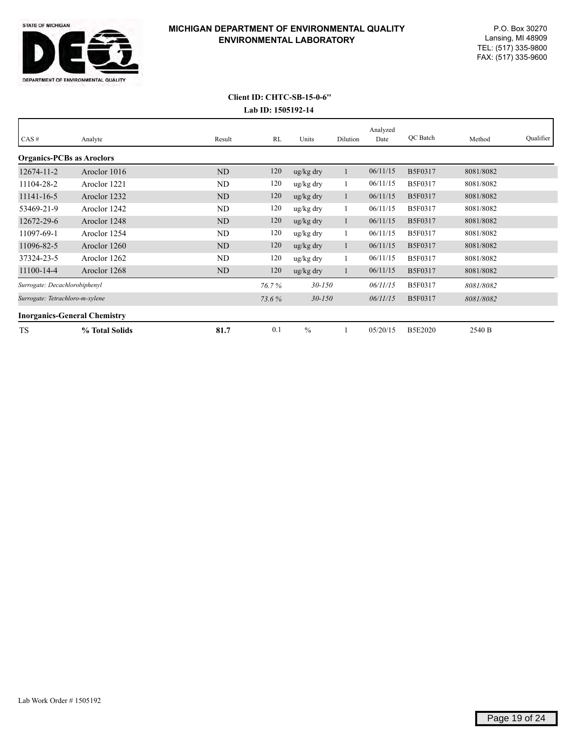**MICHIGAN DEPARTMENT OF ENVIRONMENTAL QUALITY**
**ENVIRONMENTAL LABORATORY**

P.O. Box 30270
Lansing, MI 48909
TEL: (517) 335-9800
FAX: (517) 335-9600

**Client ID: CHTC-SB-15-0-6"**
**Lab ID: 1505192-14**

| CAS # | Analyte | Result | RL | Units | Dilution | Analyzed Date | QC Batch | Method | Qualifier |
|---|---|---|---|---|---|---|---|---|---|
| **Organics-PCBs as Aroclors** | | | | | | | | | |
| 12674-11-2 | Aroclor 1016 | ND | 120 | ug/kg dry | 1 | 06/11/15 | B5F0317 | 8081/8082 | |
| 11104-28-2 | Aroclor 1221 | ND | 120 | ug/kg dry | 1 | 06/11/15 | B5F0317 | 8081/8082 | |
| 11141-16-5 | Aroclor 1232 | ND | 120 | ug/kg dry | 1 | 06/11/15 | B5F0317 | 8081/8082 | |
| 53469-21-9 | Aroclor 1242 | ND | 120 | ug/kg dry | 1 | 06/11/15 | B5F0317 | 8081/8082 | |
| 12672-29-6 | Aroclor 1248 | ND | 120 | ug/kg dry | 1 | 06/11/15 | B5F0317 | 8081/8082 | |
| 11097-69-1 | Aroclor 1254 | ND | 120 | ug/kg dry | 1 | 06/11/15 | B5F0317 | 8081/8082 | |
| 11096-82-5 | Aroclor 1260 | ND | 120 | ug/kg dry | 1 | 06/11/15 | B5F0317 | 8081/8082 | |
| 37324-23-5 | Aroclor 1262 | ND | 120 | ug/kg dry | 1 | 06/11/15 | B5F0317 | 8081/8082 | |
| 11100-14-4 | Aroclor 1268 | ND | 120 | ug/kg dry | 1 | 06/11/15 | B5F0317 | 8081/8082 | |
| *Surrogate: Decachlorobiphenyl* | | | *76.7 %* | *30-150* | | *06/11/15* | B5F0317 | *8081/8082* | |
| *Surrogate: Tetrachloro-m-xylene* | | | *73.6 %* | *30-150* | | *06/11/15* | B5F0317 | *8081/8082* | |
| **Inorganics-General Chemistry** | | | | | | | | | |
| TS | **% Total Solids** | **81.7** | 0.1 | % | 1 | 05/20/15 | B5E2020 | 2540 B | |

Lab Work Order # 1505192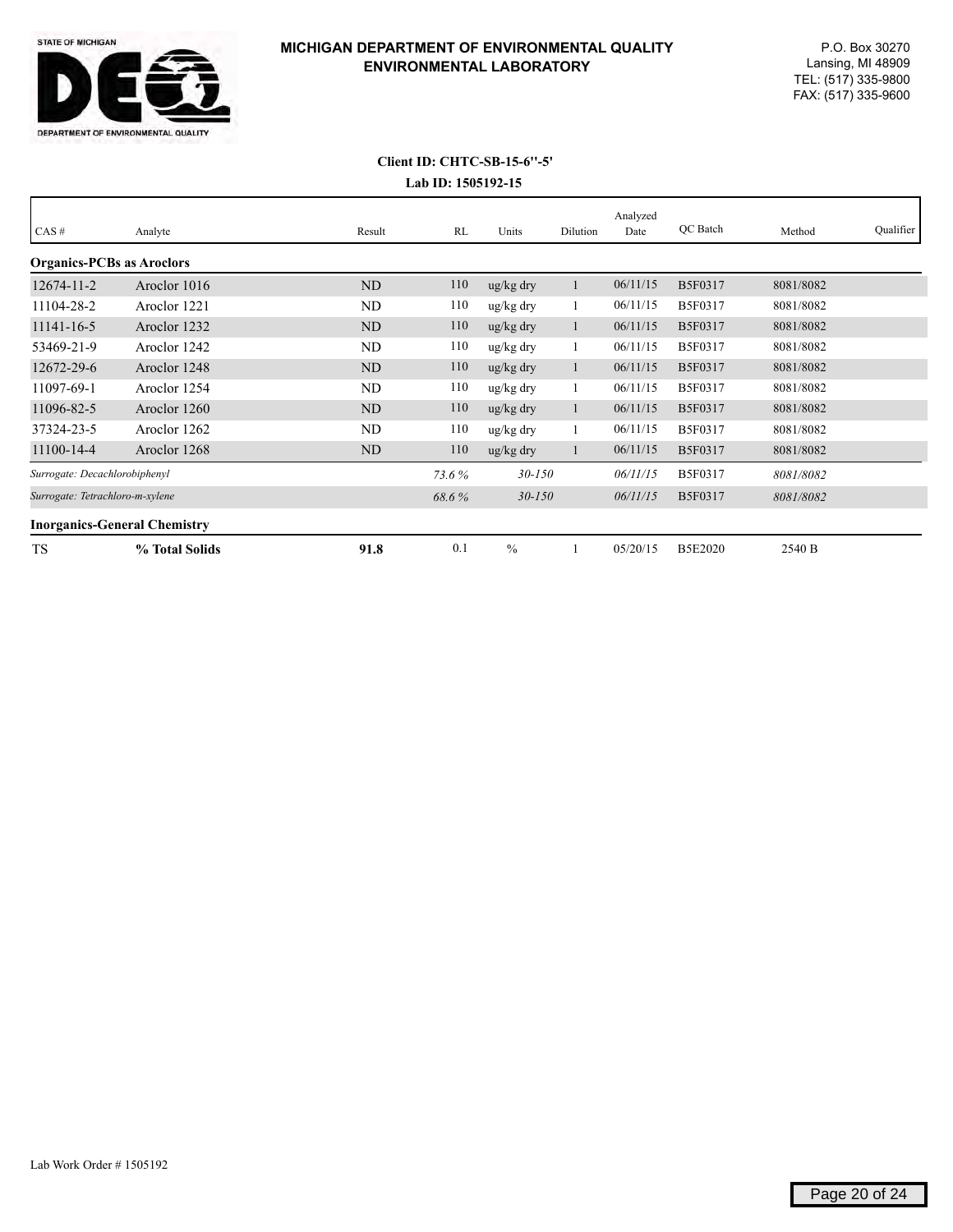# MICHIGAN DEPARTMENT OF ENVIRONMENTAL QUALITY
## ENVIRONMENTAL LABORATORY

P.O. Box 30270
Lansing, MI 48909
TEL: (517) 335-9800
FAX: (517) 335-9600

**Client ID: CHTC-SB-15-6''-5'**

**Lab ID: 1505192-15**

| CAS # | Analyte | Result | RL | Units | Dilution | Analyzed Date | QC Batch | Method | Qualifier |
|---|---|---|---|---|---|---|---|---|---|
| **Organics-PCBs as Aroclors** | | | | | | | | | |
| 12674-11-2 | Aroclor 1016 | ND | 110 | ug/kg dry | 1 | 06/11/15 | B5F0317 | 8081/8082 | |
| 11104-28-2 | Aroclor 1221 | ND | 110 | ug/kg dry | 1 | 06/11/15 | B5F0317 | 8081/8082 | |
| 11141-16-5 | Aroclor 1232 | ND | 110 | ug/kg dry | 1 | 06/11/15 | B5F0317 | 8081/8082 | |
| 53469-21-9 | Aroclor 1242 | ND | 110 | ug/kg dry | 1 | 06/11/15 | B5F0317 | 8081/8082 | |
| 12672-29-6 | Aroclor 1248 | ND | 110 | ug/kg dry | 1 | 06/11/15 | B5F0317 | 8081/8082 | |
| 11097-69-1 | Aroclor 1254 | ND | 110 | ug/kg dry | 1 | 06/11/15 | B5F0317 | 8081/8082 | |
| 11096-82-5 | Aroclor 1260 | ND | 110 | ug/kg dry | 1 | 06/11/15 | B5F0317 | 8081/8082 | |
| 37324-23-5 | Aroclor 1262 | ND | 110 | ug/kg dry | 1 | 06/11/15 | B5F0317 | 8081/8082 | |
| 11100-14-4 | Aroclor 1268 | ND | 110 | ug/kg dry | 1 | 06/11/15 | B5F0317 | 8081/8082 | |
| *Surrogate: Decachlorobiphenyl* | | | *73.6 %* | *30-150* | | *06/11/15* | B5F0317 | *8081/8082* | |
| *Surrogate: Tetrachloro-m-xylene* | | | *68.6 %* | *30-150* | | *06/11/15* | B5F0317 | *8081/8082* | |
| **Inorganics-General Chemistry** | | | | | | | | | |
| TS | **% Total Solids** | **91.8** | 0.1 | % | 1 | 05/20/15 | B5E2020 | 2540 B | |

Lab Work Order # 1505192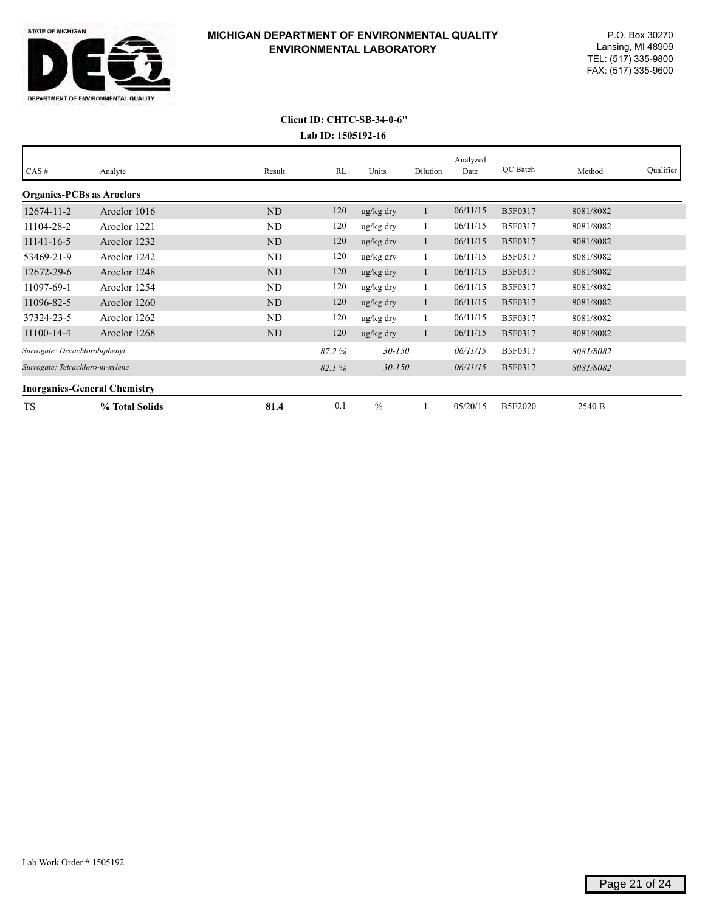**MICHIGAN DEPARTMENT OF ENVIRONMENTAL QUALITY**
**ENVIRONMENTAL LABORATORY**

P.O. Box 30270
Lansing, MI 48909
TEL: (517) 335-9800
FAX: (517) 335-9600

**Client ID: CHTC-SB-34-0-6"**
**Lab ID: 1505192-16**

| CAS # | Analyte | Result | RL | Units | Dilution | Analyzed Date | QC Batch | Method | Qualifier |
|---|---|---|---|---|---|---|---|---|---|
| **Organics-PCBs as Aroclors** | | | | | | | | | |
| 12674-11-2 | Aroclor 1016 | ND | 120 | ug/kg dry | 1 | 06/11/15 | B5F0317 | 8081/8082 | |
| 11104-28-2 | Aroclor 1221 | ND | 120 | ug/kg dry | 1 | 06/11/15 | B5F0317 | 8081/8082 | |
| 11141-16-5 | Aroclor 1232 | ND | 120 | ug/kg dry | 1 | 06/11/15 | B5F0317 | 8081/8082 | |
| 53469-21-9 | Aroclor 1242 | ND | 120 | ug/kg dry | 1 | 06/11/15 | B5F0317 | 8081/8082 | |
| 12672-29-6 | Aroclor 1248 | ND | 120 | ug/kg dry | 1 | 06/11/15 | B5F0317 | 8081/8082 | |
| 11097-69-1 | Aroclor 1254 | ND | 120 | ug/kg dry | 1 | 06/11/15 | B5F0317 | 8081/8082 | |
| 11096-82-5 | Aroclor 1260 | ND | 120 | ug/kg dry | 1 | 06/11/15 | B5F0317 | 8081/8082 | |
| 37324-23-5 | Aroclor 1262 | ND | 120 | ug/kg dry | 1 | 06/11/15 | B5F0317 | 8081/8082 | |
| 11100-14-4 | Aroclor 1268 | ND | 120 | ug/kg dry | 1 | 06/11/15 | B5F0317 | 8081/8082 | |
| *Surrogate: Decachlorobiphenyl* | | | *87.2 %* | *30-150* | | *06/11/15* | B5F0317 | *8081/8082* | |
| *Surrogate: Tetrachloro-m-xylene* | | | *82.1 %* | *30-150* | | *06/11/15* | B5F0317 | *8081/8082* | |
| **Inorganics-General Chemistry** | | | | | | | | | |
| TS | **% Total Solids** | **81.4** | 0.1 | % | 1 | 05/20/15 | B5E2020 | 2540 B | |

Lab Work Order # 1505192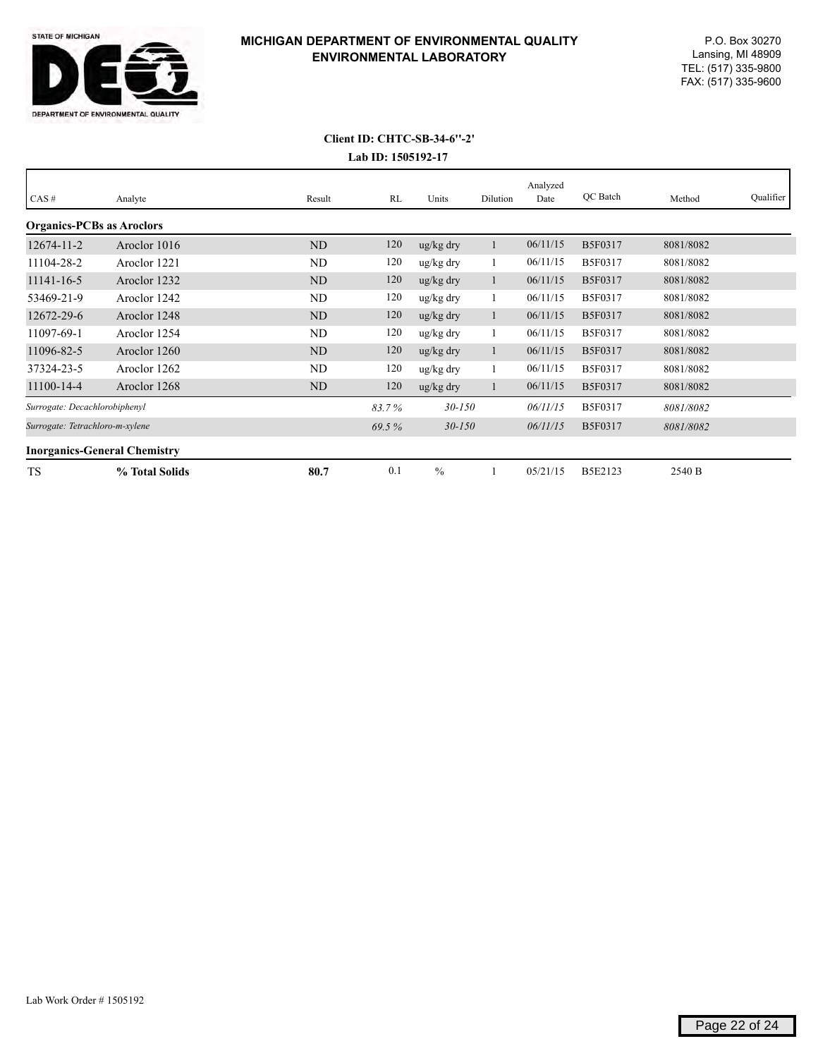STATE OF MICHIGAN

DEPARTMENT OF ENVIRONMENTAL QUALITY

**MICHIGAN DEPARTMENT OF ENVIRONMENTAL QUALITY**
**ENVIRONMENTAL LABORATORY**

P.O. Box 30270
Lansing, MI 48909
TEL: (517) 335-9800
FAX: (517) 335-9600

**Client ID: CHTC-SB-34-6''-2'**

**Lab ID: 1505192-17**

| CAS # | Analyte | Result | RL | Units | Dilution | Analyzed Date | QC Batch | Method | Qualifier |
|---|---|---|---|---|---|---|---|---|---|
| **Organics-PCBs as Aroclors** | | | | | | | | | |
| 12674-11-2 | Aroclor 1016 | ND | 120 | ug/kg dry | 1 | 06/11/15 | B5F0317 | 8081/8082 | |
| 11104-28-2 | Aroclor 1221 | ND | 120 | ug/kg dry | 1 | 06/11/15 | B5F0317 | 8081/8082 | |
| 11141-16-5 | Aroclor 1232 | ND | 120 | ug/kg dry | 1 | 06/11/15 | B5F0317 | 8081/8082 | |
| 53469-21-9 | Aroclor 1242 | ND | 120 | ug/kg dry | 1 | 06/11/15 | B5F0317 | 8081/8082 | |
| 12672-29-6 | Aroclor 1248 | ND | 120 | ug/kg dry | 1 | 06/11/15 | B5F0317 | 8081/8082 | |
| 11097-69-1 | Aroclor 1254 | ND | 120 | ug/kg dry | 1 | 06/11/15 | B5F0317 | 8081/8082 | |
| 11096-82-5 | Aroclor 1260 | ND | 120 | ug/kg dry | 1 | 06/11/15 | B5F0317 | 8081/8082 | |
| 37324-23-5 | Aroclor 1262 | ND | 120 | ug/kg dry | 1 | 06/11/15 | B5F0317 | 8081/8082 | |
| 11100-14-4 | Aroclor 1268 | ND | 120 | ug/kg dry | 1 | 06/11/15 | B5F0317 | 8081/8082 | |
| *Surrogate: Decachlorobiphenyl* | | | *83.7 %* | *30-150* | | *06/11/15* | B5F0317 | *8081/8082* | |
| *Surrogate: Tetrachloro-m-xylene* | | | *69.5 %* | *30-150* | | *06/11/15* | B5F0317 | *8081/8082* | |
| **Inorganics-General Chemistry** | | | | | | | | | |
| TS | **% Total Solids** | **80.7** | 0.1 | % | 1 | 05/21/15 | B5E2123 | 2540 B | |

Lab Work Order # 1505192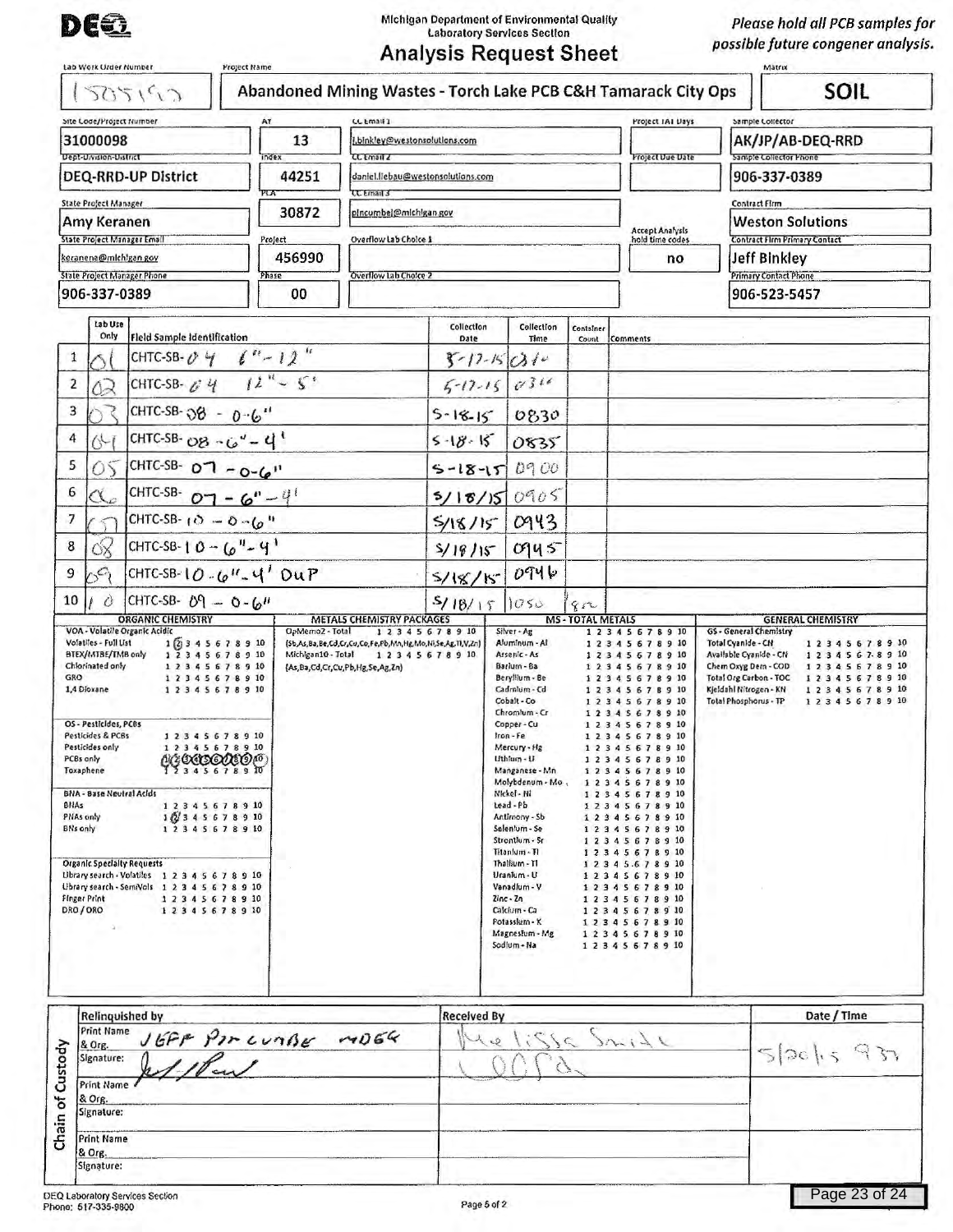**DEQ**

Michigan Department of Environmental Quality
Laboratory Services Section

# Analysis Request Sheet

*Please hold all PCB samples for possible future congener analysis.*

| Lab Work Order Number | Project Name | Matrix |
|---|---|---|
| 1505152 | Abandoned Mining Wastes - Torch Lake PCB C&H Tamarack City Ops | SOIL |

| Field | Value | Field | Value | Field | Value | Field | Value | Field | Value |
|---|---|---|---|---|---|---|---|---|---|
| Site Code/Project Number | 31000098 | AY | 13 | CC Email 1 | j.binkley@westonsolutions.com | Project TAT Days | | Sample Collector | AK/JP/AB-DEQ-RRD |
| Dept-Division-District | DEQ-RRD-UP District | Index | 44251 | CC Email 2 | daniel.liebau@westonsolutions.com | Project Due Date | | Sample Collector Phone | 906-337-0389 |
| State Project Manager | Amy Keranen | PCA | 30872 | CC Email 3 | pincumbej@michigan.gov | | | Contract Firm | Weston Solutions |
| State Project Manager Email | keranena@michigan.gov | Project | 456990 | Overflow Lab Choice 1 | | Accept Analysis hold time codes | no | Contract Firm Primary Contact | Jeff Binkley |
| State Project Manager Phone | 906-337-0389 | Phase | 00 | Overflow Lab Choice 2 | | | | Primary Contact Phone | 906-523-5457 |

| # | Lab Use Only | Field Sample Identification | Collection Date | Collection Time | Container Count | Comments |
|---|---|---|---|---|---|---|
| 1 | 01 | CHTC-SB-04 6"-12" | 5-17-15 | 0310 | | |
| 2 | 02 | CHTC-SB-04 12"-5' | 5-17-15 | 0316 | | |
| 3 | 03 | CHTC-SB-08 - 0-6" | 5-18-15 | 0830 | | |
| 4 | 04 | CHTC-SB-08 - 6"-4' | 5-18-15 | 0835 | | |
| 5 | 05 | CHTC-SB-07 - 0-6" | 5-18-15 | 0900 | | |
| 6 | 06 | CHTC-SB-07 - 6"-4' | 5/18/15 | 0905 | | |
| 7 | 07 | CHTC-SB-10 - 0-6" | 5/18/15 | 0943 | | |
| 8 | 08 | CHTC-SB-10 - 6"-4' | 5/18/15 | 0945 | | |
| 9 | 09 | CHTC-SB-10 - 6"-4' DUP | 5/18/15 | 0946 | | |
| 10 | 10 | CHTC-SB-09 - 0-6" | 5/18/15 | 1050 | 8 | |

**ORGANIC CHEMISTRY**

VOA - Volatile Organic Acidic
- Volatiles - Full List: 1 (2 circled) 3 4 5 6 7 8 9 10
- BTEX/MTBE/TMB only: 1 2 3 4 5 6 7 8 9 10
- Chlorinated only: 1 2 3 4 5 6 7 8 9 10
- GRO: 1 2 3 4 5 6 7 8 9 10
- 1,4 Dioxane: 1 2 3 4 5 6 7 8 9 10

OS - Pesticides, PCBs
- Pesticides & PCBs: 1 2 3 4 5 6 7 8 9 10
- Pesticides only: 1 2 3 4 5 6 7 8 9 10
- PCBs only: 1 2 3 4 5 6 7 8 9 10 (all circled)
- Toxaphene: 1 2 3 4 5 6 7 8 9 10

BNA - Base Neutral Acids
- BNAs: 1 2 3 4 5 6 7 8 9 10
- PNAs only: 1 (2 circled) 3 4 5 6 7 8 9 10
- BNs only: 1 2 3 4 5 6 7 8 9 10

Organic Specialty Requests
- Library search - Volatiles: 1 2 3 4 5 6 7 8 9 10
- Library search - SemiVols: 1 2 3 4 5 6 7 8 9 10
- Finger Print: 1 2 3 4 5 6 7 8 9 10
- DRO / ORO: 1 2 3 4 5 6 7 8 9 10

**METALS CHEMISTRY PACKAGES**
- OpMemo2 - Total (Sb,As,Ba,Be,Cd,Cr,Cu,Co,Fe,Pb,Mn,Hg,Mo,Ni,Se,Ag,Tl,V,Zn): 1 2 3 4 5 6 7 8 9 10
- Michigan10 - Total (As,Ba,Cd,Cr,Cu,Pb,Hg,Se,Ag,Zn): 1 2 3 4 5 6 7 8 9 10

**MS - TOTAL METALS** (each: 1 2 3 4 5 6 7 8 9 10)

Silver - Ag; Aluminum - Al; Arsenic - As; Barium - Ba; Beryllium - Be; Cadmium - Cd; Cobalt - Co; Chromium - Cr; Copper - Cu; Iron - Fe; Mercury - Hg; Lithium - Li; Manganese - Mn; Molybdenum - Mo; Nickel - Ni; Lead - Pb; Antimony - Sb; Selenium - Se; Strontium - Sr; Titanium - Ti; Thallium - Tl; Uranium - U; Vanadium - V; Zinc - Zn; Calcium - Ca; Potassium - K; Magnesium - Mg; Sodium - Na

**GENERAL CHEMISTRY** (each: 1 2 3 4 5 6 7 8 9 10)

GS - General Chemistry: Total Cyanide - CN; Available Cyanide - CN; Chem Oxyg Dem - COD; Total Org Carbon - TOC; Kjeldahl Nitrogen - KN; Total Phosphorus - TP

**Chain of Custody**

| Relinquished by | Received By | Date / Time |
|---|---|---|
| Print Name & Org.: JEFF PINCUMBE MDEQ | Melissa Smith | 5/20/15 937 |
| Signature: (signed) | (signed) | |
| Print Name & Org.: | | |
| Signature: | | |
| Print Name & Org.: | | |
| Signature: | | |

DEQ Laboratory Services Section
Phone: 517-335-9800

Page 5 of 2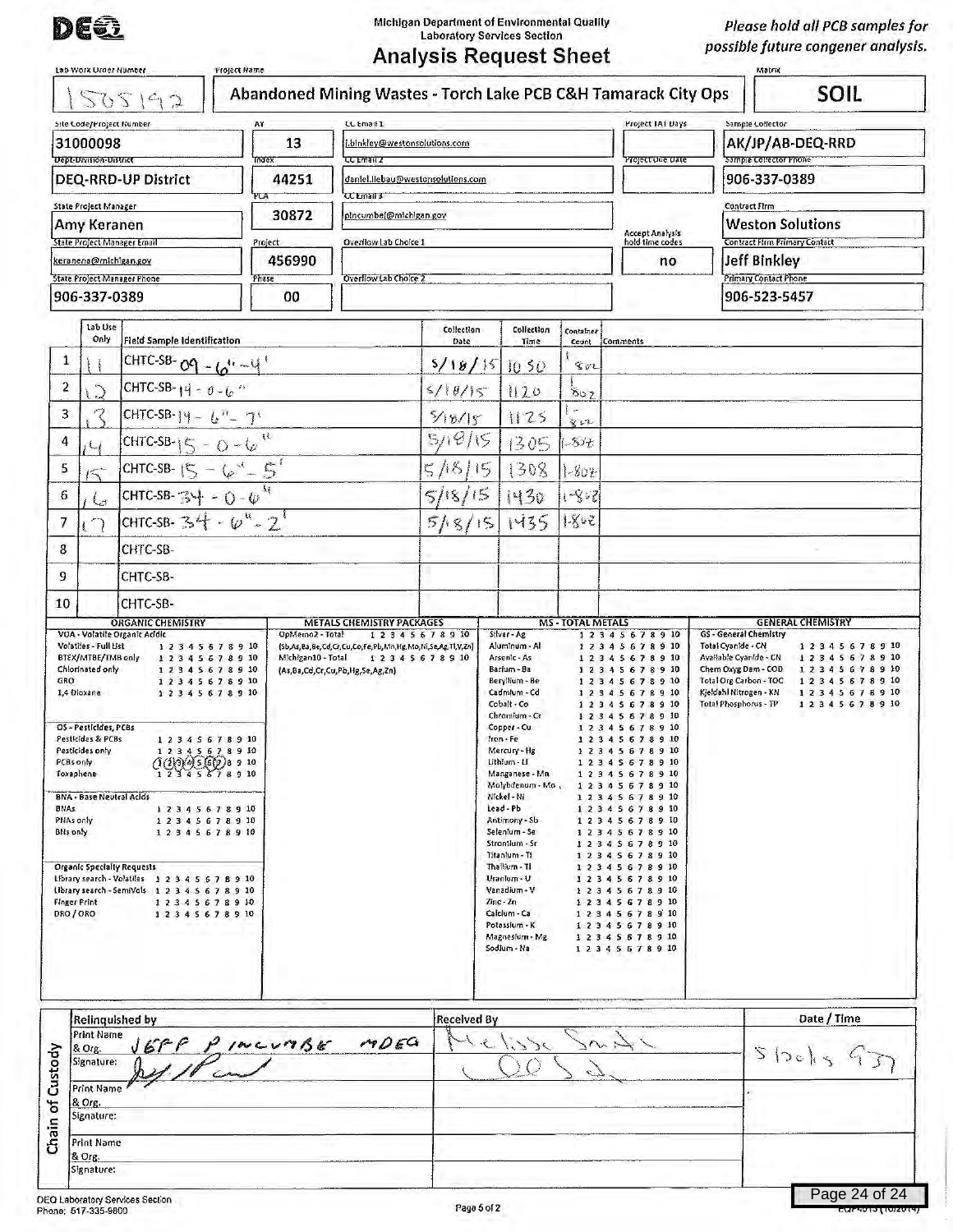DEQ

Michigan Department of Environmental Quality
Laboratory Services Section

# Analysis Request Sheet

*Please hold all PCB samples for possible future congener analysis.*

| Lab Work Order Number | Project Name | Matrix |
|---|---|---|
| 1505192 | Abandoned Mining Wastes - Torch Lake PCB C&H Tamarack City Ops | SOIL |

| Field | Value | Field | Value | Field | Value | Field | Value |
|---|---|---|---|---|---|---|---|
| Site Code/Project Number | 31000098 | AY | 13 | CC Email 1 | j.binkley@westonsolutions.com | Project TAT Days | |
| Dept-Division-District | DEQ-RRD-UP District | Index | 44251 | CC Email 2 | daniel.liebau@westonsolutions.com | Project Due Date | |
| State Project Manager | Amy Keranen | PCA | 30872 | CC Email 3 | pincumbej@michigan.gov | Accept Analysis hold time codes | no |
| State Project Manager Email | keranena@michigan.gov | Project | 456990 | Overflow Lab Choice 1 | | | |
| State Project Manager Phone | 906-337-0389 | Phase | 00 | Overflow Lab Choice 2 | | | |

| Sample Collector | AK/JP/AB-DEQ-RRD |
|---|---|
| Sample Collector Phone | 906-337-0389 |
| Contract Firm | Weston Solutions |
| Contract Firm Primary Contact | Jeff Binkley |
| Primary Contact Phone | 906-523-5457 |

| | Lab Use Only | Field Sample Identification | Collection Date | Collection Time | Container Count | Comments |
|---|---|---|---|---|---|---|
| 1 | 11 | CHTC-SB-09-6"-4' | 5/18/15 | 1050 | 1 8oz | |
| 2 | 12 | CHTC-SB-14-0-6" | 5/18/15 | 1120 | 1 8oz | |
| 3 | 13 | CHTC-SB-14-6"-7' | 5/18/15 | 1125 | 1-8oz | |
| 4 | 14 | CHTC-SB-15-0-6" | 5/18/15 | 1305 | 1-8oz | |
| 5 | 15 | CHTC-SB-15-6"-5' | 5/18/15 | 1308 | 1-8oz | |
| 6 | 16 | CHTC-SB-34-0-6" | 5/18/15 | 1430 | 1-8oz | |
| 7 | 17 | CHTC-SB-34-6"-2' | 5/18/15 | 1435 | 1-8oz | |
| 8 | | CHTC-SB- | | | | |
| 9 | | CHTC-SB- | | | | |
| 10 | | CHTC-SB- | | | | |

## ORGANIC CHEMISTRY

**VOA - Volatile Organic Acidic**
- Volatiles - Full List 1 2 3 4 5 6 7 8 9 10
- BTEX/MTBE/TMB only 1 2 3 4 5 6 7 8 9 10
- Chlorinated only 1 2 3 4 5 6 7 8 9 10
- GRO 1 2 3 4 5 6 7 8 9 10
- 1,4 Dioxane 1 2 3 4 5 6 7 8 9 10

**OS - Pesticides, PCBs**
- Pesticides & PCBs 1 2 3 4 5 6 7 8 9 10
- Pesticides only 1 2 3 4 5 6 7 8 9 10
- PCBs only (1) (2) (3) (4) (5) (6) (7) 8 9 10
- Toxaphene 1 2 3 4 5 6 7 8 9 10

**BNA - Base Neutral Acids**
- BNAs 1 2 3 4 5 6 7 8 9 10
- PNAs only 1 2 3 4 5 6 7 8 9 10
- BNs only 1 2 3 4 5 6 7 8 9 10

**Organic Specialty Requests**
- Library search - Volatiles 1 2 3 4 5 6 7 8 9 10
- Library search - SemiVols 1 2 3 4 5 6 7 8 9 10
- Finger Print 1 2 3 4 5 6 7 8 9 10
- DRO / ORO 1 2 3 4 5 6 7 8 9 10

## METALS CHEMISTRY PACKAGES

- OpMemo2 - Total 1 2 3 4 5 6 7 8 9 10
  (Sb,As,Ba,Be,Cd,Cr,Cu,Co,Fe,Pb,Mn,Hg,Mo,Ni,Se,Ag,Tl,V,Zn)
- Michigan10 - Total 1 2 3 4 5 6 7 8 9 10
  (As,Ba,Cd,Cr,Cu,Pb,Hg,Se,Ag,Zn)

## MS - TOTAL METALS

Silver - Ag, Aluminum - Al, Arsenic - As, Barium - Ba, Beryllium - Be, Cadmium - Cd, Cobalt - Co, Chromium - Cr, Copper - Cu, Iron - Fe, Mercury - Hg, Lithium - Li, Manganese - Mn, Molybdenum - Mo, Nickel - Ni, Lead - Pb, Antimony - Sb, Selenium - Se, Strontium - Sr, Titanium - Ti, Thallium - Tl, Uranium - U, Vanadium - V, Zinc - Zn, Calcium - Ca, Potassium - K, Magnesium - Mg, Sodium - Na (each 1 2 3 4 5 6 7 8 9 10)

## GENERAL CHEMISTRY

**GS - General Chemistry**
- Total Cyanide - CN 1 2 3 4 5 6 7 8 9 10
- Available Cyanide - CN 1 2 3 4 5 6 7 8 9 10
- Chem Oxyg Dem - COD 1 2 3 4 5 6 7 8 9 10
- Total Org Carbon - TOC 1 2 3 4 5 6 7 8 9 10
- Kjeldahl Nitrogen - KN 1 2 3 4 5 6 7 8 9 10
- Total Phosphorus - TP 1 2 3 4 5 6 7 8 9 10

## Chain of Custody

| Relinquished by | Received By | Date / Time |
|---|---|---|
| Print Name & Org. JEFF PINCUMBE MDEQ<br>Signature: (signed) | Melissa Smith (signed) | 5/20/15 937 |
| Print Name & Org.<br>Signature: | | |
| Print Name & Org.<br>Signature: | | |

DEQ Laboratory Services Section
Phone: 517-335-9800

Page 5 of 2

EQP4015 (10/2014)